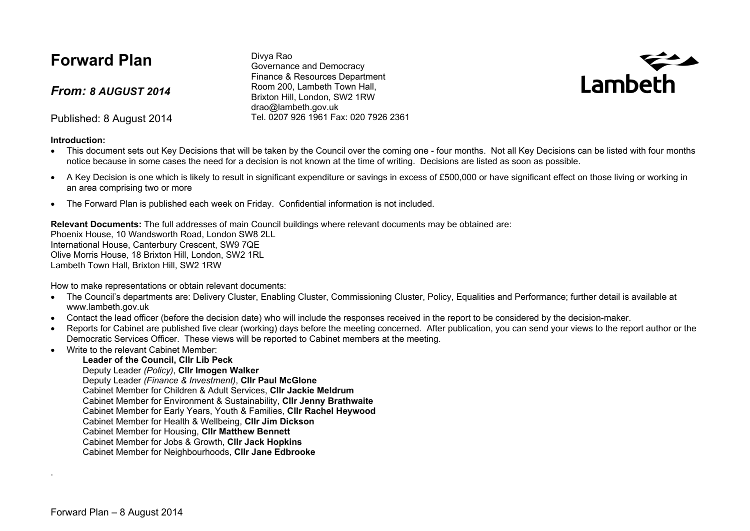# Forward Plan

## *From: 8 AUGUST 2014*

Published: 8 August 2014

Divya Rao
Governance and Democracy
Finance & Resources Department
Room 200, Lambeth Town Hall,
Brixton Hill, London, SW2 1RW
drao@lambeth.gov.uk
Tel. 0207 926 1961 Fax: 020 7926 2361

Lambeth

**Introduction:**

- This document sets out Key Decisions that will be taken by the Council over the coming one - four months. Not all Key Decisions can be listed with four months notice because in some cases the need for a decision is not known at the time of writing. Decisions are listed as soon as possible.
- A Key Decision is one which is likely to result in significant expenditure or savings in excess of £500,000 or have significant effect on those living or working in an area comprising two or more
- The Forward Plan is published each week on Friday. Confidential information is not included.

**Relevant Documents:** The full addresses of main Council buildings where relevant documents may be obtained are:
Phoenix House, 10 Wandsworth Road, London SW8 2LL
International House, Canterbury Crescent, SW9 7QE
Olive Morris House, 18 Brixton Hill, London, SW2 1RL
Lambeth Town Hall, Brixton Hill, SW2 1RW

How to make representations or obtain relevant documents:

- The Council's departments are: Delivery Cluster, Enabling Cluster, Commissioning Cluster, Policy, Equalities and Performance; further detail is available at www.lambeth.gov.uk
- Contact the lead officer (before the decision date) who will include the responses received in the report to be considered by the decision-maker.
- Reports for Cabinet are published five clear (working) days before the meeting concerned. After publication, you can send your views to the report author or the Democratic Services Officer. These views will be reported to Cabinet members at the meeting.
- Write to the relevant Cabinet Member:
  - **Leader of the Council, Cllr Lib Peck**
  - Deputy Leader *(Policy)*, **Cllr Imogen Walker**
  - Deputy Leader *(Finance & Investment)*, **Cllr Paul McGlone**
  - Cabinet Member for Children & Adult Services, **Cllr Jackie Meldrum**
  - Cabinet Member for Environment & Sustainability, **Cllr Jenny Brathwaite**
  - Cabinet Member for Early Years, Youth & Families, **Cllr Rachel Heywood**
  - Cabinet Member for Health & Wellbeing, **Cllr Jim Dickson**
  - Cabinet Member for Housing, **Cllr Matthew Bennett**
  - Cabinet Member for Jobs & Growth, **Cllr Jack Hopkins**
  - Cabinet Member for Neighbourhoods, **Cllr Jane Edbrooke**

.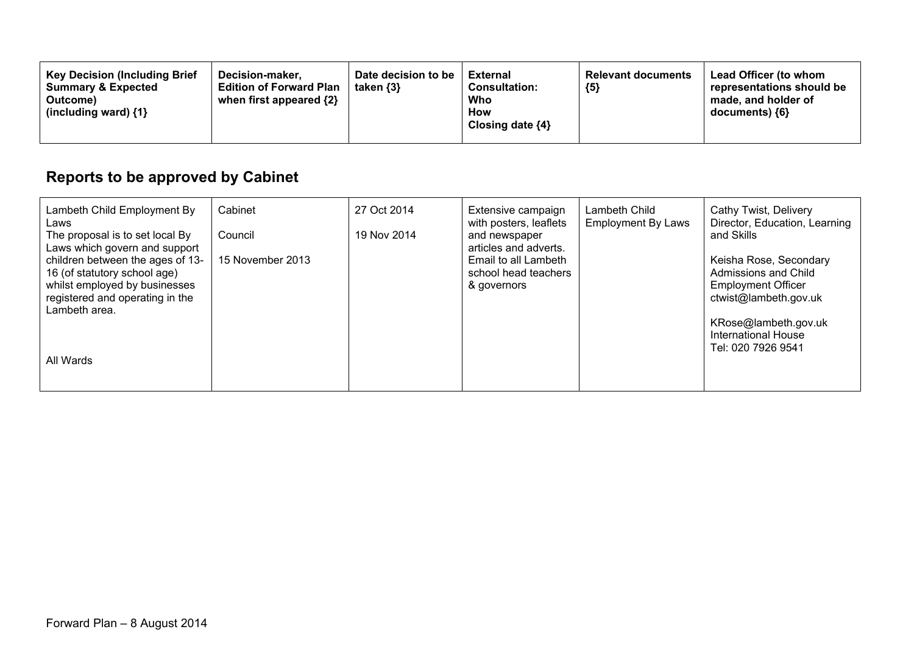| Key Decision (Including Brief Summary & Expected Outcome) (including ward) {1} | Decision-maker, Edition of Forward Plan when first appeared {2} | Date decision to be taken {3} | External Consultation: Who How Closing date {4} | Relevant documents {5} | Lead Officer (to whom representations should be made, and holder of documents) {6} |
|---|---|---|---|---|---|

## Reports to be approved by Cabinet

| Key Decision (Including Brief Summary & Expected Outcome) (including ward) {1} | Decision-maker, Edition of Forward Plan when first appeared {2} | Date decision to be taken {3} | External Consultation: Who How Closing date {4} | Relevant documents {5} | Lead Officer (to whom representations should be made, and holder of documents) {6} |
|---|---|---|---|---|---|
| Lambeth Child Employment By Laws<br>The proposal is to set local By Laws which govern and support children between the ages of 13-16 (of statutory school age) whilst employed by businesses registered and operating in the Lambeth area.<br><br>All Wards | Cabinet<br><br>Council<br><br>15 November 2013 | 27 Oct 2014<br><br>19 Nov 2014 | Extensive campaign with posters, leaflets and newspaper articles and adverts. Email to all Lambeth school head teachers & governors | Lambeth Child Employment By Laws | Cathy Twist, Delivery Director, Education, Learning and Skills<br><br>Keisha Rose, Secondary Admissions and Child Employment Officer<br>ctwist@lambeth.gov.uk<br><br>KRose@lambeth.gov.uk<br>International House<br>Tel: 020 7926 9541 |

Forward Plan – 8 August 2014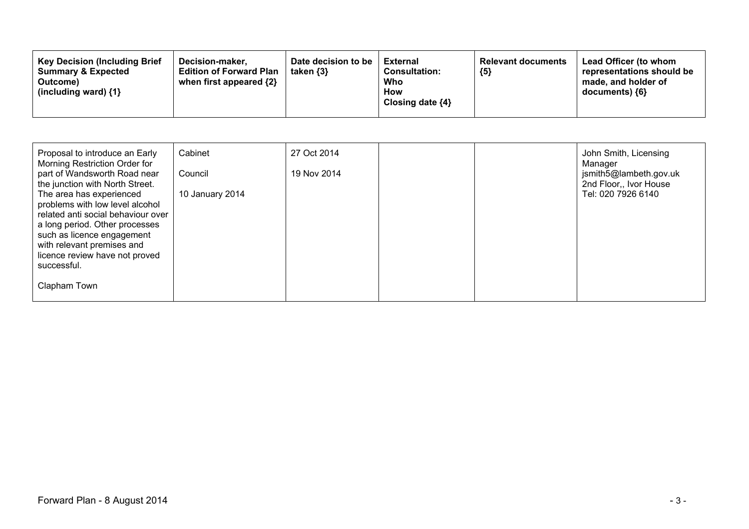| Key Decision (Including Brief Summary & Expected Outcome) (including ward) {1} | Decision-maker, Edition of Forward Plan when first appeared {2} | Date decision to be taken {3} | External Consultation: Who How Closing date {4} | Relevant documents {5} | Lead Officer (to whom representations should be made, and holder of documents) {6} |
|---|---|---|---|---|---|
| Proposal to introduce an Early Morning Restriction Order for part of Wandsworth Road near the junction with North Street. The area has experienced problems with low level alcohol related anti social behaviour over a long period. Other processes such as licence engagement with relevant premises and licence review have not proved successful.<br><br>Clapham Town | Cabinet<br><br>Council<br><br>10 January 2014 | 27 Oct 2014<br><br>19 Nov 2014 | | | John Smith, Licensing Manager<br>jsmith5@lambeth.gov.uk<br>2nd Floor,, Ivor House<br>Tel: 020 7926 6140 |

Forward Plan - 8 August 2014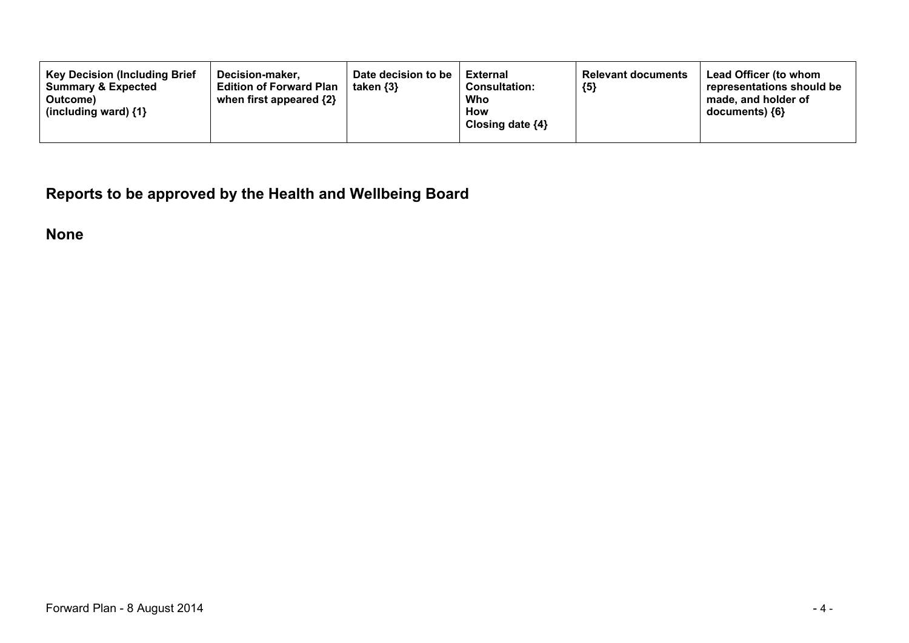| Key Decision (Including Brief Summary & Expected Outcome) (including ward) {1} | Decision-maker, Edition of Forward Plan when first appeared {2} | Date decision to be taken {3} | External Consultation: Who How Closing date {4} | Relevant documents {5} | Lead Officer (to whom representations should be made, and holder of documents) {6} |
|---|---|---|---|---|---|

## Reports to be approved by the Health and Wellbeing Board

**None**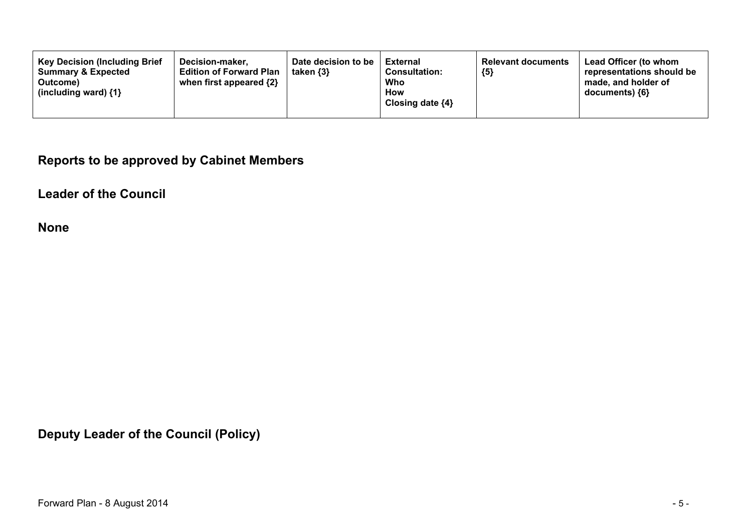| Key Decision (Including Brief Summary & Expected Outcome) (including ward) {1} | Decision-maker, Edition of Forward Plan when first appeared {2} | Date decision to be taken {3} | External Consultation: Who How Closing date {4} | Relevant documents {5} | Lead Officer (to whom representations should be made, and holder of documents) {6} |
|---|---|---|---|---|---|

## Reports to be approved by Cabinet Members

## Leader of the Council

## None

## Deputy Leader of the Council (Policy)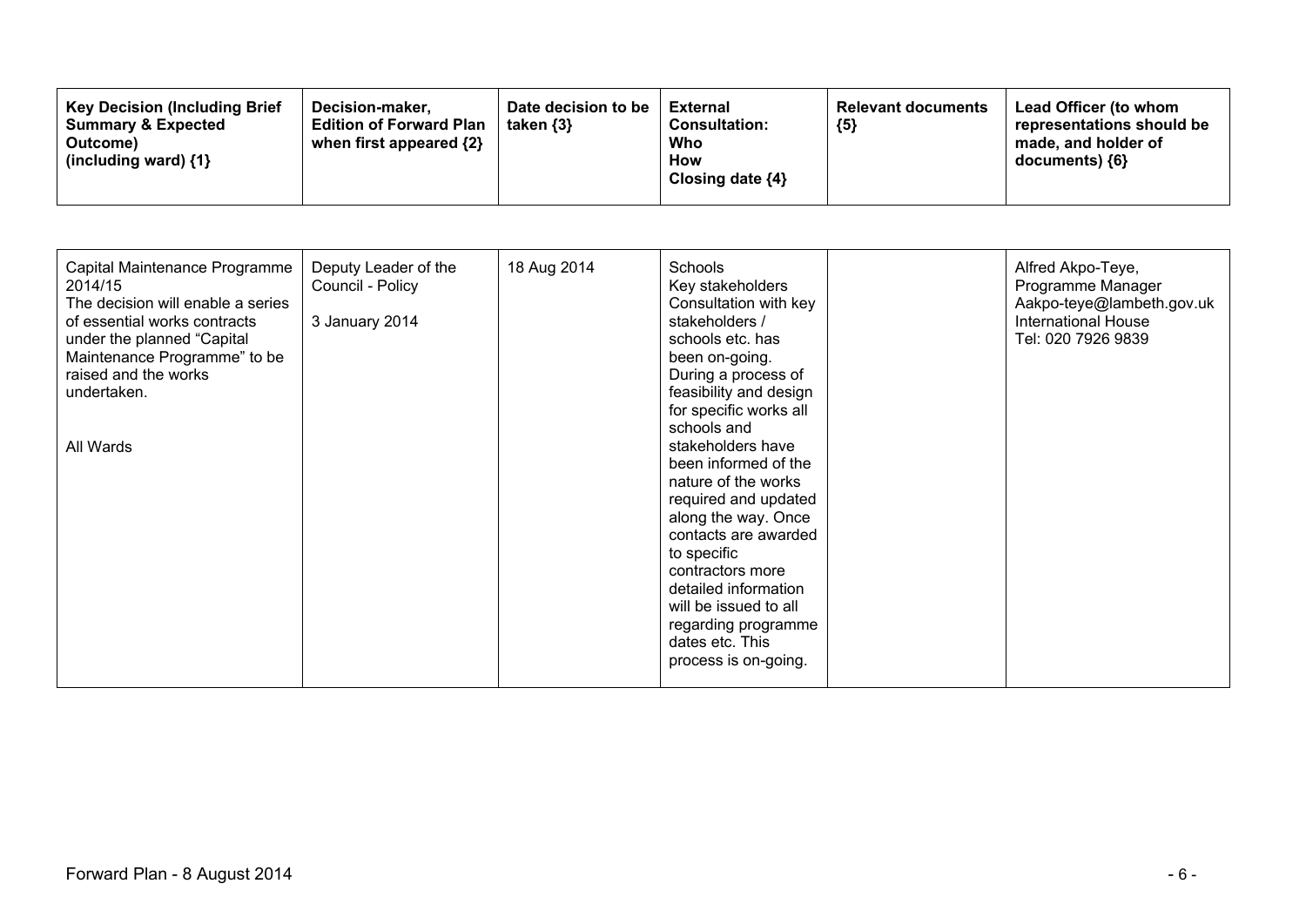| Key Decision (Including Brief Summary & Expected Outcome) (including ward) {1} | Decision-maker, Edition of Forward Plan when first appeared {2} | Date decision to be taken {3} | External Consultation: Who How Closing date {4} | Relevant documents {5} | Lead Officer (to whom representations should be made, and holder of documents) {6} |
|---|---|---|---|---|---|
| Capital Maintenance Programme 2014/15<br>The decision will enable a series of essential works contracts under the planned "Capital Maintenance Programme" to be raised and the works undertaken.<br><br>All Wards | Deputy Leader of the Council - Policy<br><br>3 January 2014 | 18 Aug 2014 | Schools<br>Key stakeholders<br>Consultation with key stakeholders / schools etc. has been on-going. During a process of feasibility and design for specific works all schools and stakeholders have been informed of the nature of the works required and updated along the way. Once contacts are awarded to specific contractors more detailed information will be issued to all regarding programme dates etc. This process is on-going. | | Alfred Akpo-Teye, Programme Manager<br>Aakpo-teye@lambeth.gov.uk<br>International House<br>Tel: 020 7926 9839 |

Forward Plan - 8 August 2014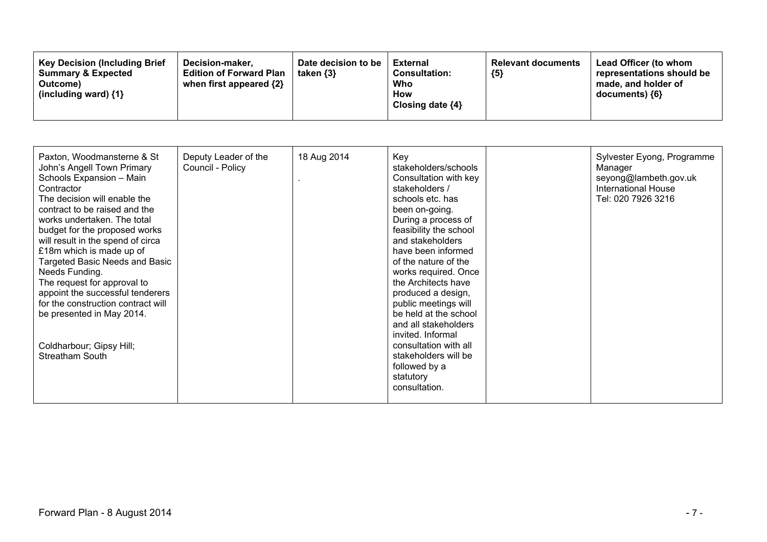| Key Decision (Including Brief Summary & Expected Outcome) (including ward) {1} | Decision-maker, Edition of Forward Plan when first appeared {2} | Date decision to be taken {3} | External Consultation: Who How Closing date {4} | Relevant documents {5} | Lead Officer (to whom representations should be made, and holder of documents) {6} |
|---|---|---|---|---|---|
| Paxton, Woodmansterne & St John's Angell Town Primary Schools Expansion – Main Contractor<br>The decision will enable the contract to be raised and the works undertaken. The total budget for the proposed works will result in the spend of circa £18m which is made up of Targeted Basic Needs and Basic Needs Funding.<br>The request for approval to appoint the successful tenderers for the construction contract will be presented in May 2014.<br><br>Coldharbour; Gipsy Hill; Streatham South | Deputy Leader of the Council - Policy | 18 Aug 2014<br>. | Key stakeholders/schools<br>Consultation with key stakeholders / schools etc. has been on-going. During a process of feasibility the school and stakeholders have been informed of the nature of the works required. Once the Architects have produced a design, public meetings will be held at the school and all stakeholders invited. Informal consultation with all stakeholders will be followed by a statutory consultation. | | Sylvester Eyong, Programme Manager<br>seyong@lambeth.gov.uk<br>International House<br>Tel: 020 7926 3216 |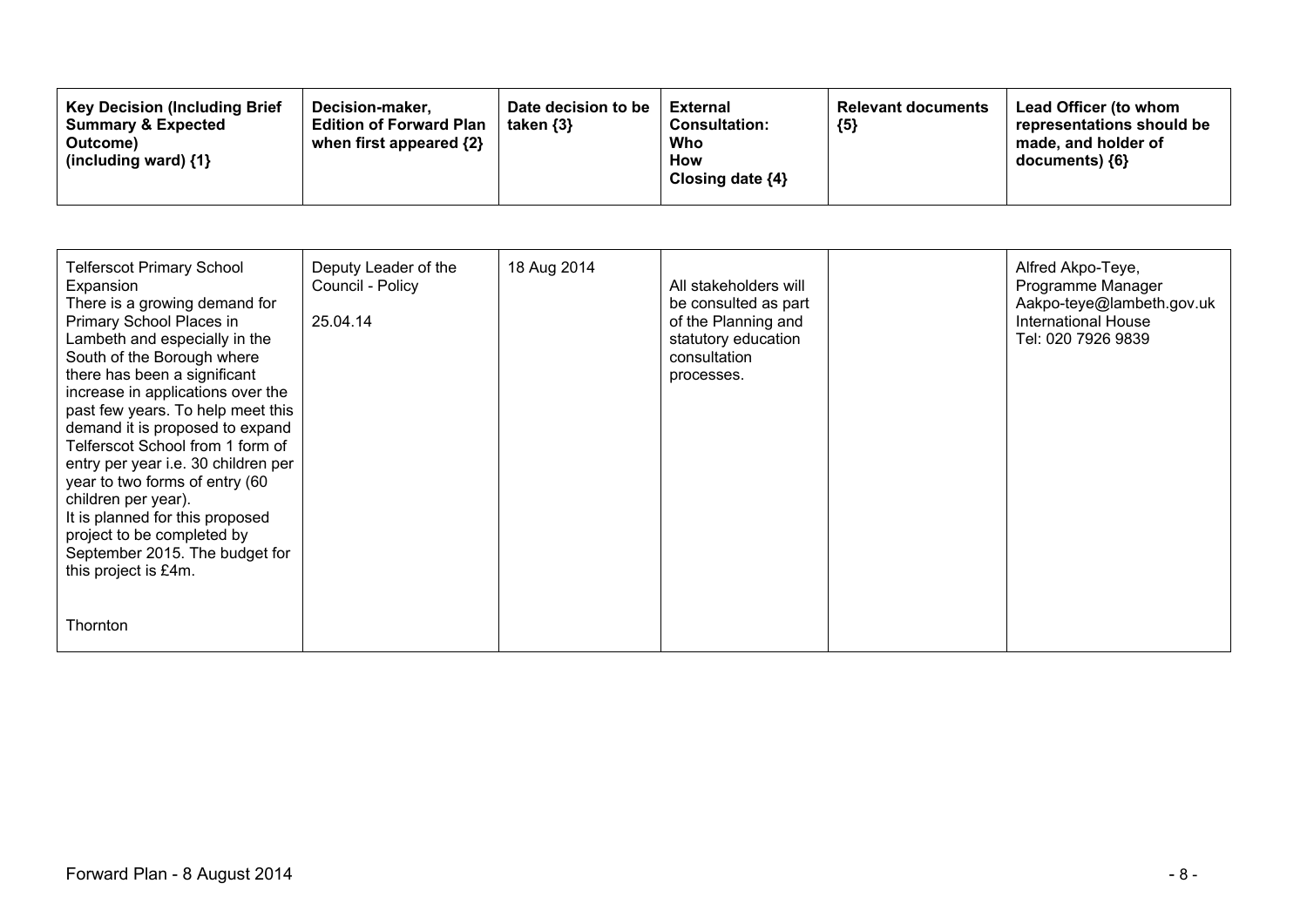| Key Decision (Including Brief Summary & Expected Outcome) (including ward) {1} | Decision-maker, Edition of Forward Plan when first appeared {2} | Date decision to be taken {3} | External Consultation: Who How Closing date {4} | Relevant documents {5} | Lead Officer (to whom representations should be made, and holder of documents) {6} |
|---|---|---|---|---|---|
| Telferscot Primary School Expansion<br>There is a growing demand for Primary School Places in Lambeth and especially in the South of the Borough where there has been a significant increase in applications over the past few years. To help meet this demand it is proposed to expand Telferscot School from 1 form of entry per year i.e. 30 children per year to two forms of entry (60 children per year).<br>It is planned for this proposed project to be completed by September 2015. The budget for this project is £4m.<br><br>Thornton | Deputy Leader of the Council - Policy<br><br>25.04.14 | 18 Aug 2014 | All stakeholders will be consulted as part of the Planning and statutory education consultation processes. | | Alfred Akpo-Teye, Programme Manager<br>Aakpo-teye@lambeth.gov.uk<br>International House<br>Tel: 020 7926 9839 |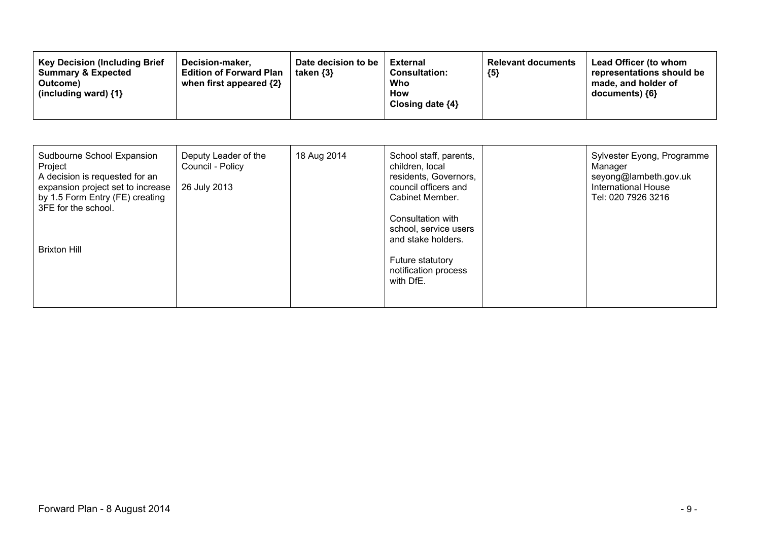| Key Decision (Including Brief Summary & Expected Outcome) (including ward) {1} | Decision-maker, Edition of Forward Plan when first appeared {2} | Date decision to be taken {3} | External Consultation: Who How Closing date {4} | Relevant documents {5} | Lead Officer (to whom representations should be made, and holder of documents) {6} |
|---|---|---|---|---|---|
| Sudbourne School Expansion Project<br>A decision is requested for an expansion project set to increase by 1.5 Form Entry (FE) creating 3FE for the school.<br><br>Brixton Hill | Deputy Leader of the Council - Policy<br><br>26 July 2013 | 18 Aug 2014 | School staff, parents, children, local residents, Governors, council officers and Cabinet Member.<br><br>Consultation with school, service users and stake holders.<br><br>Future statutory notification process with DfE. | | Sylvester Eyong, Programme Manager<br>seyong@lambeth.gov.uk<br>International House<br>Tel: 020 7926 3216 |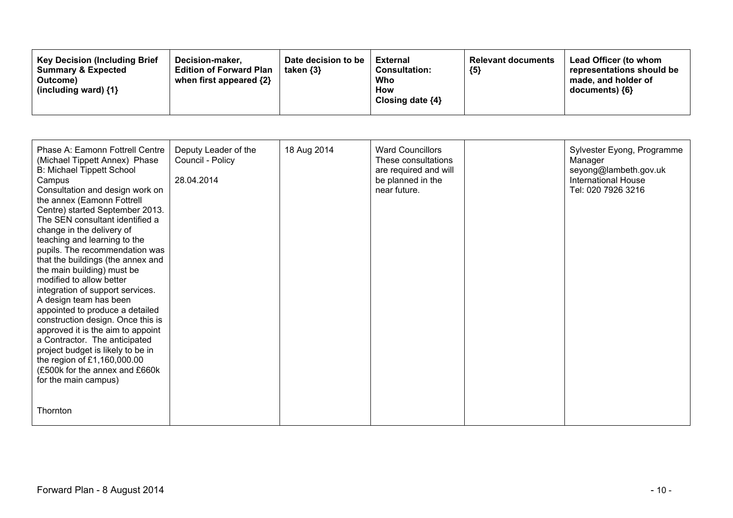| Key Decision (Including Brief Summary & Expected Outcome) (including ward) {1} | Decision-maker, Edition of Forward Plan when first appeared {2} | Date decision to be taken {3} | External Consultation: Who How Closing date {4} | Relevant documents {5} | Lead Officer (to whom representations should be made, and holder of documents) {6} |
|---|---|---|---|---|---|
| Phase A: Eamonn Fottrell Centre (Michael Tippett Annex) Phase B: Michael Tippett School Campus<br>Consultation and design work on the annex (Eamonn Fottrell Centre) started September 2013. The SEN consultant identified a change in the delivery of teaching and learning to the pupils. The recommendation was that the buildings (the annex and the main building) must be modified to allow better integration of support services. A design team has been appointed to produce a detailed construction design. Once this is approved it is the aim to appoint a Contractor. The anticipated project budget is likely to be in the region of £1,160,000.00 (£500k for the annex and £660k for the main campus)<br><br>Thornton | Deputy Leader of the Council - Policy<br><br>28.04.2014 | 18 Aug 2014 | Ward Councillors These consultations are required and will be planned in the near future. | | Sylvester Eyong, Programme Manager<br>seyong@lambeth.gov.uk<br>International House<br>Tel: 020 7926 3216 |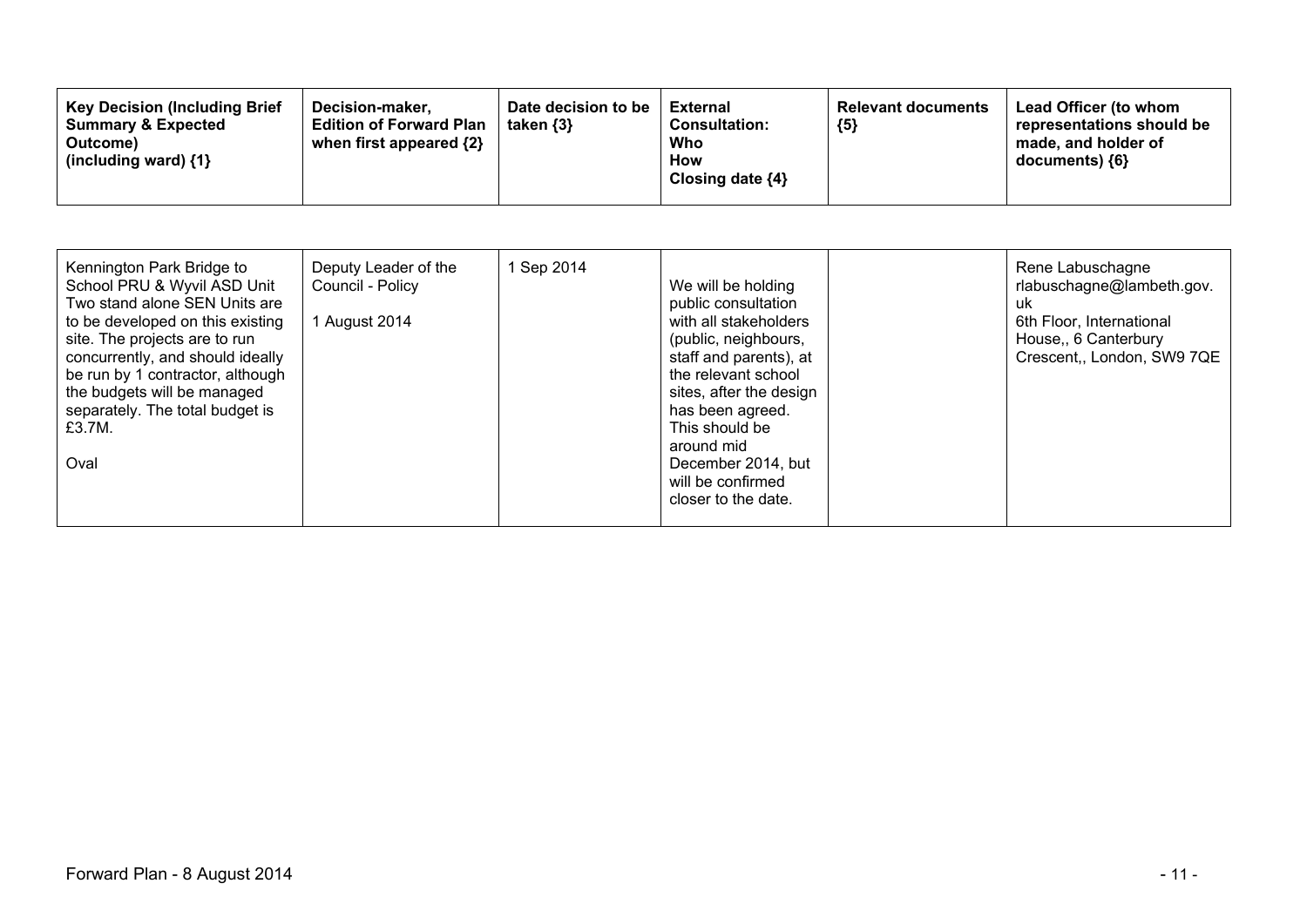| Key Decision (Including Brief Summary & Expected Outcome) (including ward) {1} | Decision-maker, Edition of Forward Plan when first appeared {2} | Date decision to be taken {3} | External Consultation: Who How Closing date {4} | Relevant documents {5} | Lead Officer (to whom representations should be made, and holder of documents) {6} |
|---|---|---|---|---|---|
| Kennington Park Bridge to School PRU & Wyvil ASD Unit<br>Two stand alone SEN Units are to be developed on this existing site. The projects are to run concurrently, and should ideally be run by 1 contractor, although the budgets will be managed separately. The total budget is £3.7M.<br><br>Oval | Deputy Leader of the Council - Policy<br><br>1 August 2014 | 1 Sep 2014 | We will be holding public consultation with all stakeholders (public, neighbours, staff and parents), at the relevant school sites, after the design has been agreed. This should be around mid December 2014, but will be confirmed closer to the date. | | Rene Labuschagne<br>rlabuschagne@lambeth.gov.uk<br>6th Floor, International House,, 6 Canterbury Crescent,, London, SW9 7QE |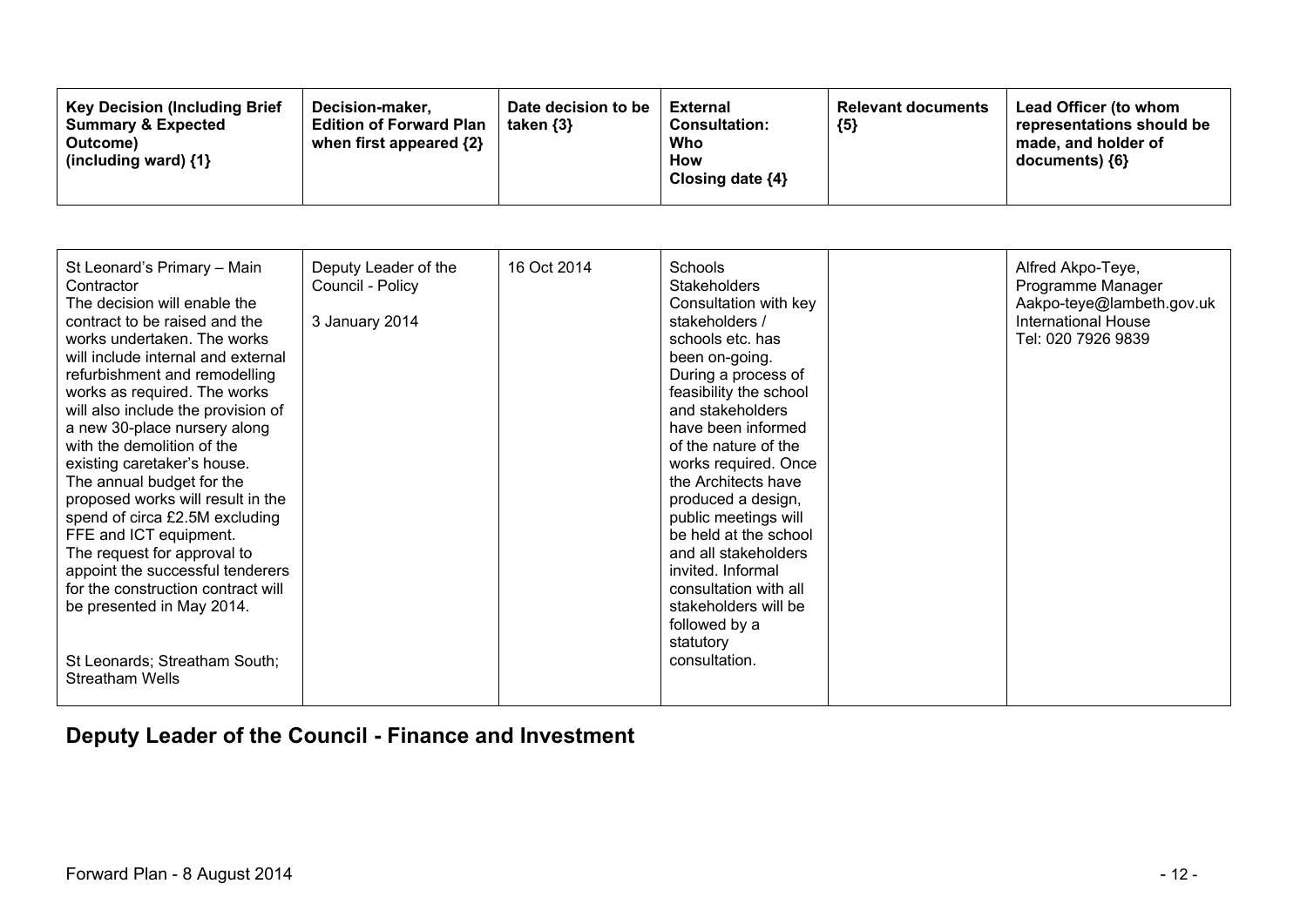| Key Decision (Including Brief Summary & Expected Outcome) (including ward) {1} | Decision-maker, Edition of Forward Plan when first appeared {2} | Date decision to be taken {3} | External Consultation: Who How Closing date {4} | Relevant documents {5} | Lead Officer (to whom representations should be made, and holder of documents) {6} |
|---|---|---|---|---|---|
| St Leonard's Primary – Main Contractor<br>The decision will enable the contract to be raised and the works undertaken. The works will include internal and external refurbishment and remodelling works as required. The works will also include the provision of a new 30-place nursery along with the demolition of the existing caretaker's house.<br>The annual budget for the proposed works will result in the spend of circa £2.5M excluding FFE and ICT equipment.<br>The request for approval to appoint the successful tenderers for the construction contract will be presented in May 2014.<br><br>St Leonards; Streatham South; Streatham Wells | Deputy Leader of the Council - Policy<br><br>3 January 2014 | 16 Oct 2014 | Schools Stakeholders<br>Consultation with key stakeholders / schools etc. has been on-going. During a process of feasibility the school and stakeholders have been informed of the nature of the works required. Once the Architects have produced a design, public meetings will be held at the school and all stakeholders invited. Informal consultation with all stakeholders will be followed by a statutory consultation. | | Alfred Akpo-Teye, Programme Manager<br>Aakpo-teye@lambeth.gov.uk<br>International House<br>Tel: 020 7926 9839 |

## Deputy Leader of the Council - Finance and Investment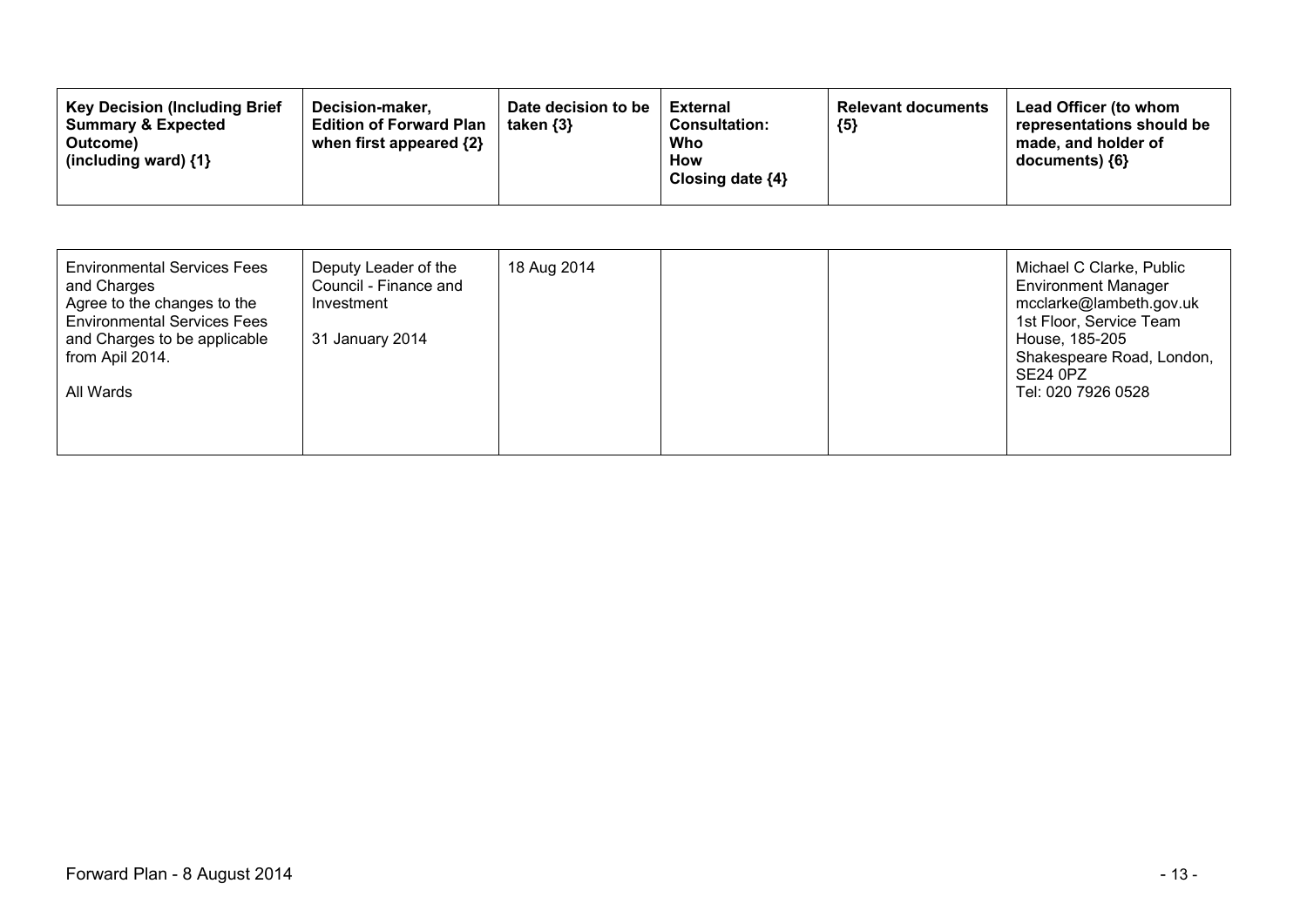| Key Decision (Including Brief Summary & Expected Outcome) (including ward) {1} | Decision-maker, Edition of Forward Plan when first appeared {2} | Date decision to be taken {3} | External Consultation: Who How Closing date {4} | Relevant documents {5} | Lead Officer (to whom representations should be made, and holder of documents) {6} |
|---|---|---|---|---|---|
| Environmental Services Fees and Charges<br>Agree to the changes to the Environmental Services Fees and Charges to be applicable from Apil 2014.<br><br>All Wards | Deputy Leader of the Council - Finance and Investment<br><br>31 January 2014 | 18 Aug 2014 | | | Michael C Clarke, Public Environment Manager<br>mcclarke@lambeth.gov.uk<br>1st Floor, Service Team House, 185-205 Shakespeare Road, London, SE24 0PZ<br>Tel: 020 7926 0528 |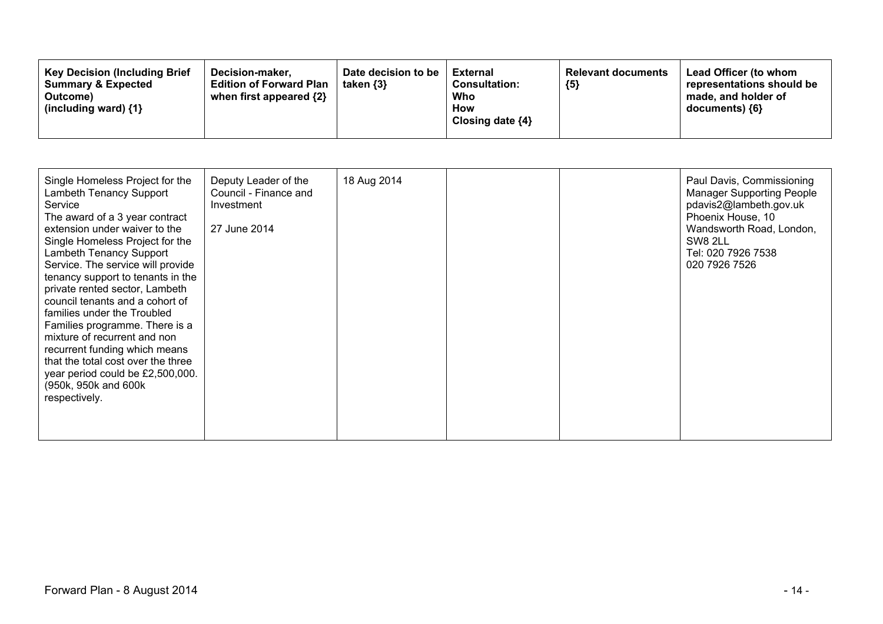| Key Decision (Including Brief Summary & Expected Outcome) (including ward) {1} | Decision-maker, Edition of Forward Plan when first appeared {2} | Date decision to be taken {3} | External Consultation: Who How Closing date {4} | Relevant documents {5} | Lead Officer (to whom representations should be made, and holder of documents) {6} |
|---|---|---|---|---|---|
| Single Homeless Project for the Lambeth Tenancy Support Service<br>The award of a 3 year contract extension under waiver to the Single Homeless Project for the Lambeth Tenancy Support Service. The service will provide tenancy support to tenants in the private rented sector, Lambeth council tenants and a cohort of families under the Troubled Families programme. There is a mixture of recurrent and non recurrent funding which means that the total cost over the three year period could be £2,500,000. (950k, 950k and 600k respectively. | Deputy Leader of the Council - Finance and Investment<br><br>27 June 2014 | 18 Aug 2014 | | | Paul Davis, Commissioning Manager Supporting People<br>pdavis2@lambeth.gov.uk<br>Phoenix House, 10 Wandsworth Road, London, SW8 2LL<br>Tel: 020 7926 7538<br>020 7926 7526 |

Forward Plan - 8 August 2014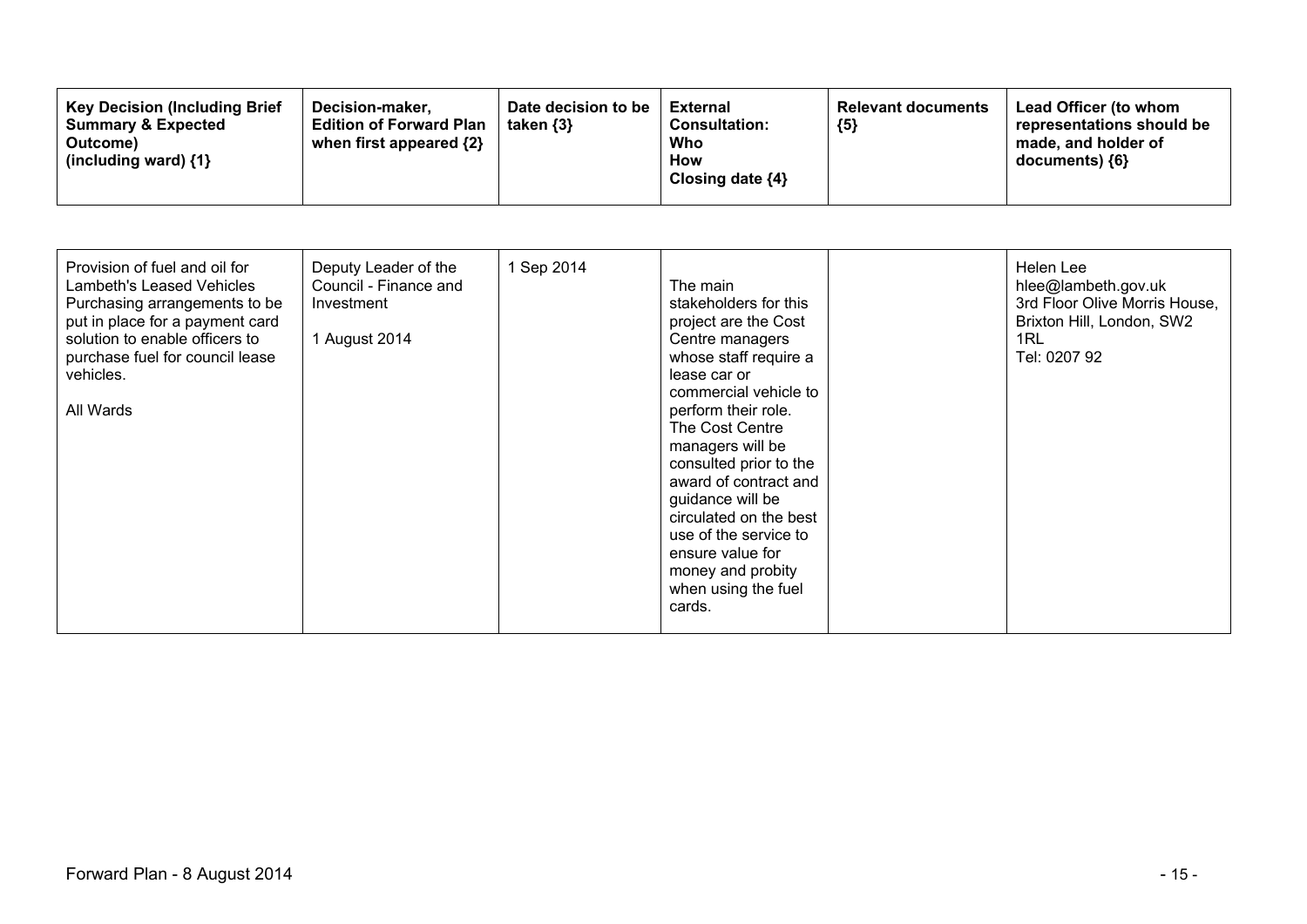| Key Decision (Including Brief Summary & Expected Outcome) (including ward) {1} | Decision-maker, Edition of Forward Plan when first appeared {2} | Date decision to be taken {3} | External Consultation: Who How Closing date {4} | Relevant documents {5} | Lead Officer (to whom representations should be made, and holder of documents) {6} |
|---|---|---|---|---|---|
| Provision of fuel and oil for Lambeth's Leased Vehicles Purchasing arrangements to be put in place for a payment card solution to enable officers to purchase fuel for council lease vehicles.<br><br>All Wards | Deputy Leader of the Council - Finance and Investment<br><br>1 August 2014 | 1 Sep 2014 | The main stakeholders for this project are the Cost Centre managers whose staff require a lease car or commercial vehicle to perform their role. The Cost Centre managers will be consulted prior to the award of contract and guidance will be circulated on the best use of the service to ensure value for money and probity when using the fuel cards. | | Helen Lee<br>hlee@lambeth.gov.uk<br>3rd Floor Olive Morris House, Brixton Hill, London, SW2 1RL<br>Tel: 0207 92 |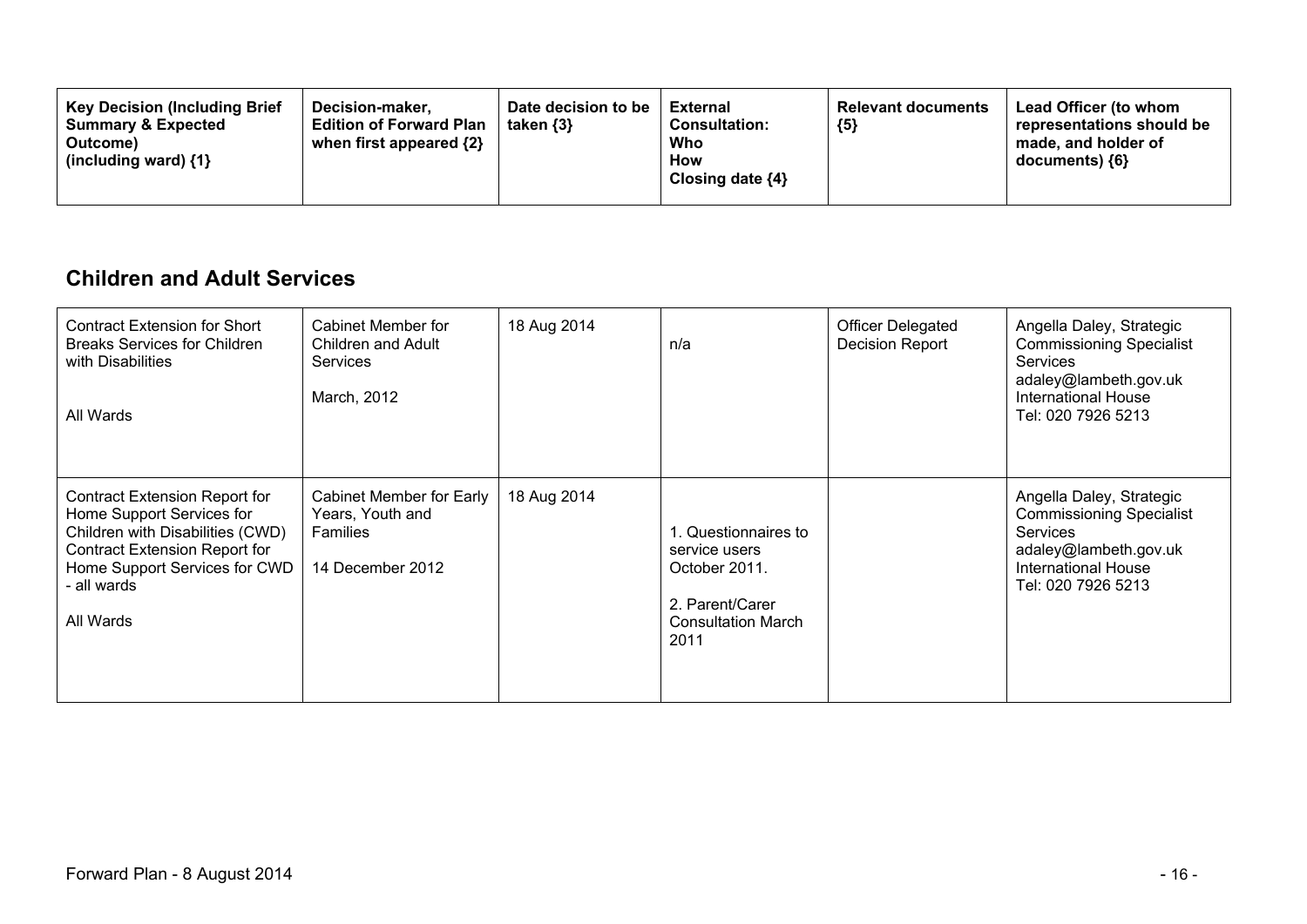| Key Decision (Including Brief Summary & Expected Outcome) (including ward) {1} | Decision-maker, Edition of Forward Plan when first appeared {2} | Date decision to be taken {3} | External Consultation: Who How Closing date {4} | Relevant documents {5} | Lead Officer (to whom representations should be made, and holder of documents) {6} |
|---|---|---|---|---|---|

## Children and Adult Services

| Key Decision (Including Brief Summary & Expected Outcome) (including ward) {1} | Decision-maker, Edition of Forward Plan when first appeared {2} | Date decision to be taken {3} | External Consultation: Who How Closing date {4} | Relevant documents {5} | Lead Officer (to whom representations should be made, and holder of documents) {6} |
|---|---|---|---|---|---|
| Contract Extension for Short Breaks Services for Children with Disabilities<br><br>All Wards | Cabinet Member for Children and Adult Services<br><br>March, 2012 | 18 Aug 2014 | n/a | Officer Delegated Decision Report | Angella Daley, Strategic Commissioning Specialist Services<br>adaley@lambeth.gov.uk<br>International House<br>Tel: 020 7926 5213 |
| Contract Extension Report for Home Support Services for Children with Disabilities (CWD) Contract Extension Report for Home Support Services for CWD - all wards<br><br>All Wards | Cabinet Member for Early Years, Youth and Families<br><br>14 December 2012 | 18 Aug 2014 | 1. Questionnaires to service users October 2011.<br><br>2. Parent/Carer Consultation March 2011 | | Angella Daley, Strategic Commissioning Specialist Services<br>adaley@lambeth.gov.uk<br>International House<br>Tel: 020 7926 5213 |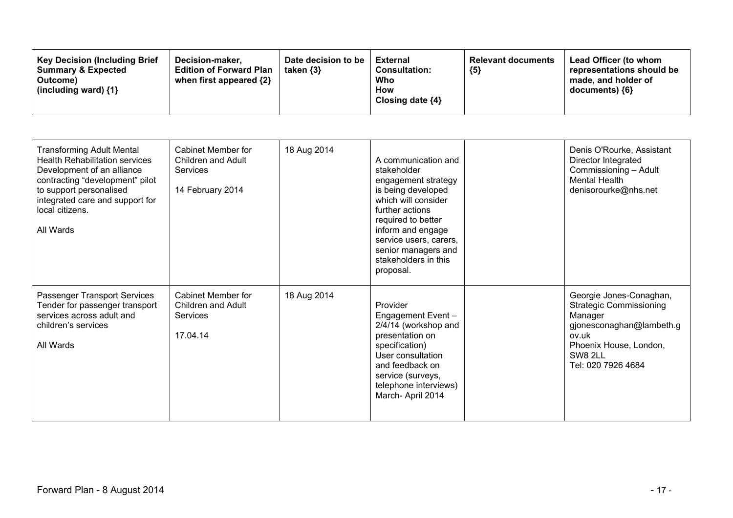| Key Decision (Including Brief Summary & Expected Outcome) (including ward) {1} | Decision-maker, Edition of Forward Plan when first appeared {2} | Date decision to be taken {3} | External Consultation: Who How Closing date {4} | Relevant documents {5} | Lead Officer (to whom representations should be made, and holder of documents) {6} |
|---|---|---|---|---|---|
| Transforming Adult Mental Health Rehabilitation services Development of an alliance contracting "development" pilot to support personalised integrated care and support for local citizens.<br><br>All Wards | Cabinet Member for Children and Adult Services<br><br>14 February 2014 | 18 Aug 2014 | A communication and stakeholder engagement strategy is being developed which will consider further actions required to better inform and engage service users, carers, senior managers and stakeholders in this proposal. | | Denis O'Rourke, Assistant Director Integrated Commissioning – Adult Mental Health denisorourke@nhs.net |
| Passenger Transport Services Tender for passenger transport services across adult and children's services<br><br>All Wards | Cabinet Member for Children and Adult Services<br><br>17.04.14 | 18 Aug 2014 | Provider Engagement Event – 2/4/14 (workshop and presentation on specification) User consultation and feedback on service (surveys, telephone interviews) March- April 2014 | | Georgie Jones-Conaghan, Strategic Commissioning Manager gjonesconaghan@lambeth.gov.uk Phoenix House, London, SW8 2LL Tel: 020 7926 4684 |

Forward Plan - 8 August 2014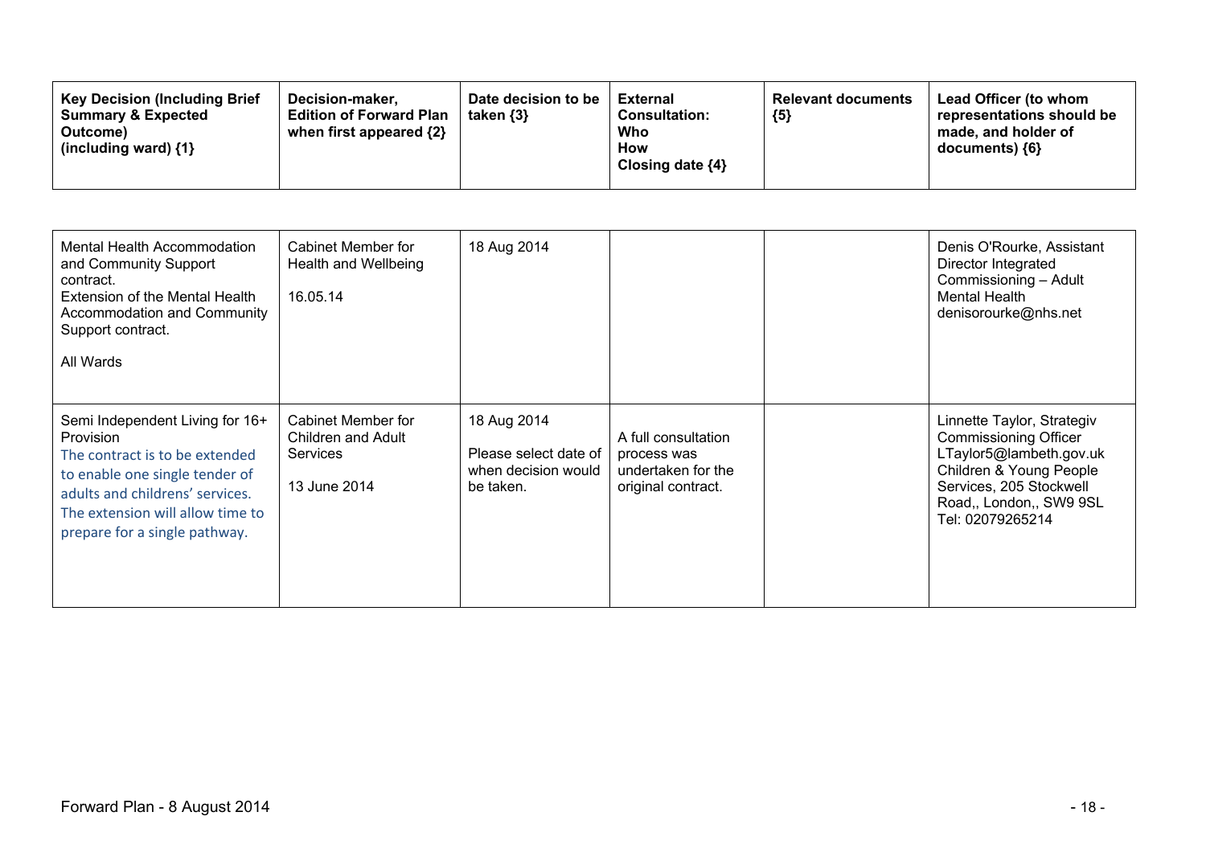| Key Decision (Including Brief Summary & Expected Outcome) (including ward) {1} | Decision-maker, Edition of Forward Plan when first appeared {2} | Date decision to be taken {3} | External Consultation: Who How Closing date {4} | Relevant documents {5} | Lead Officer (to whom representations should be made, and holder of documents) {6} |
|---|---|---|---|---|---|
| Mental Health Accommodation and Community Support contract.<br>Extension of the Mental Health Accommodation and Community Support contract.<br><br>All Wards | Cabinet Member for Health and Wellbeing<br><br>16.05.14 | 18 Aug 2014 | | | Denis O'Rourke, Assistant Director Integrated Commissioning – Adult Mental Health<br>denisorourke@nhs.net |
| Semi Independent Living for 16+ Provision<br>The contract is to be extended to enable one single tender of adults and childrens' services. The extension will allow time to prepare for a single pathway. | Cabinet Member for Children and Adult Services<br><br>13 June 2014 | 18 Aug 2014<br>Please select date of when decision would be taken. | A full consultation process was undertaken for the original contract. | | Linnette Taylor, Strategiv Commissioning Officer<br>LTaylor5@lambeth.gov.uk<br>Children & Young People Services, 205 Stockwell Road,, London,, SW9 9SL<br>Tel: 02079265214 |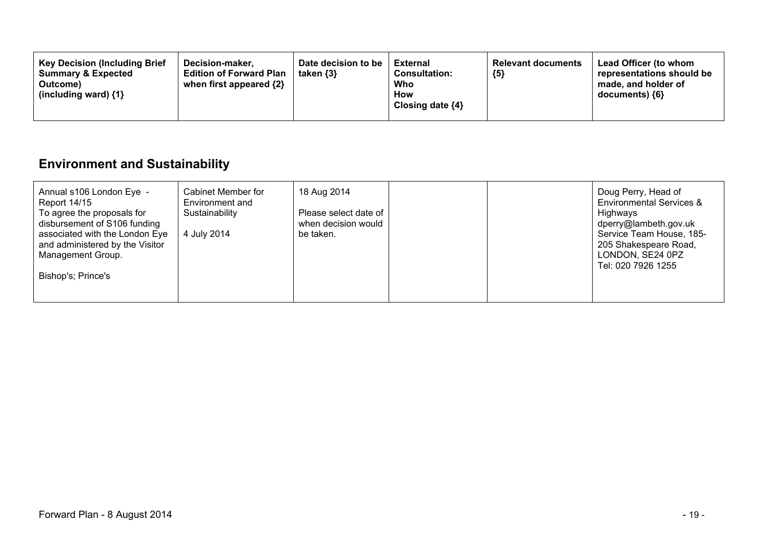| Key Decision (Including Brief Summary & Expected Outcome) (including ward) {1} | Decision-maker, Edition of Forward Plan when first appeared {2} | Date decision to be taken {3} | External Consultation: Who How Closing date {4} | Relevant documents {5} | Lead Officer (to whom representations should be made, and holder of documents) {6} |
|---|---|---|---|---|---|

## Environment and Sustainability

| | | | | | |
|---|---|---|---|---|---|
| Annual s106 London Eye - Report 14/15<br>To agree the proposals for disbursement of S106 funding associated with the London Eye and administered by the Visitor Management Group.<br><br>Bishop's; Prince's | Cabinet Member for Environment and Sustainability<br><br>4 July 2014 | 18 Aug 2014<br><br>Please select date of when decision would be taken. | | | Doug Perry, Head of Environmental Services & Highways<br>dperry@lambeth.gov.uk<br>Service Team House, 185-205 Shakespeare Road, LONDON, SE24 0PZ<br>Tel: 020 7926 1255 |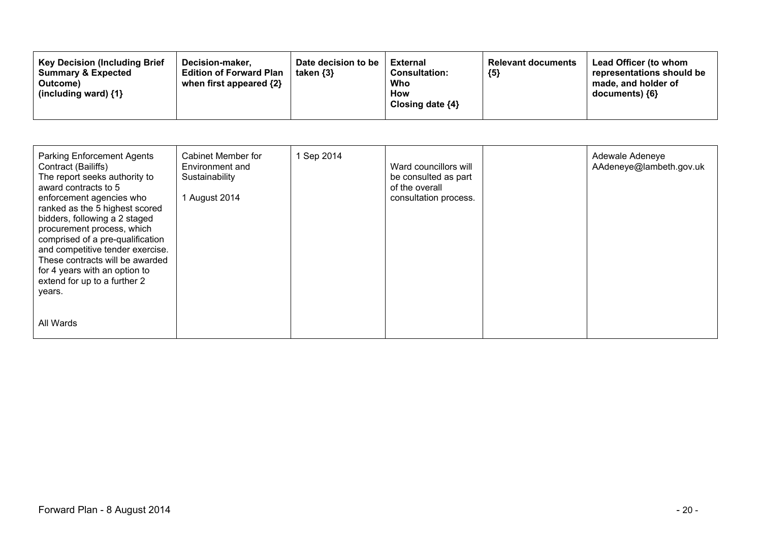| Key Decision (Including Brief Summary & Expected Outcome) (including ward) {1} | Decision-maker, Edition of Forward Plan when first appeared {2} | Date decision to be taken {3} | External Consultation: Who How Closing date {4} | Relevant documents {5} | Lead Officer (to whom representations should be made, and holder of documents) {6} |
|---|---|---|---|---|---|
| Parking Enforcement Agents Contract (Bailiffs)<br>The report seeks authority to award contracts to 5 enforcement agencies who ranked as the 5 highest scored bidders, following a 2 staged procurement process, which comprised of a pre-qualification and competitive tender exercise. These contracts will be awarded for 4 years with an option to extend for up to a further 2 years.<br><br>All Wards | Cabinet Member for Environment and Sustainability<br><br>1 August 2014 | 1 Sep 2014 | Ward councillors will be consulted as part of the overall consultation process. | | Adewale Adeneye<br>AAdeneye@lambeth.gov.uk |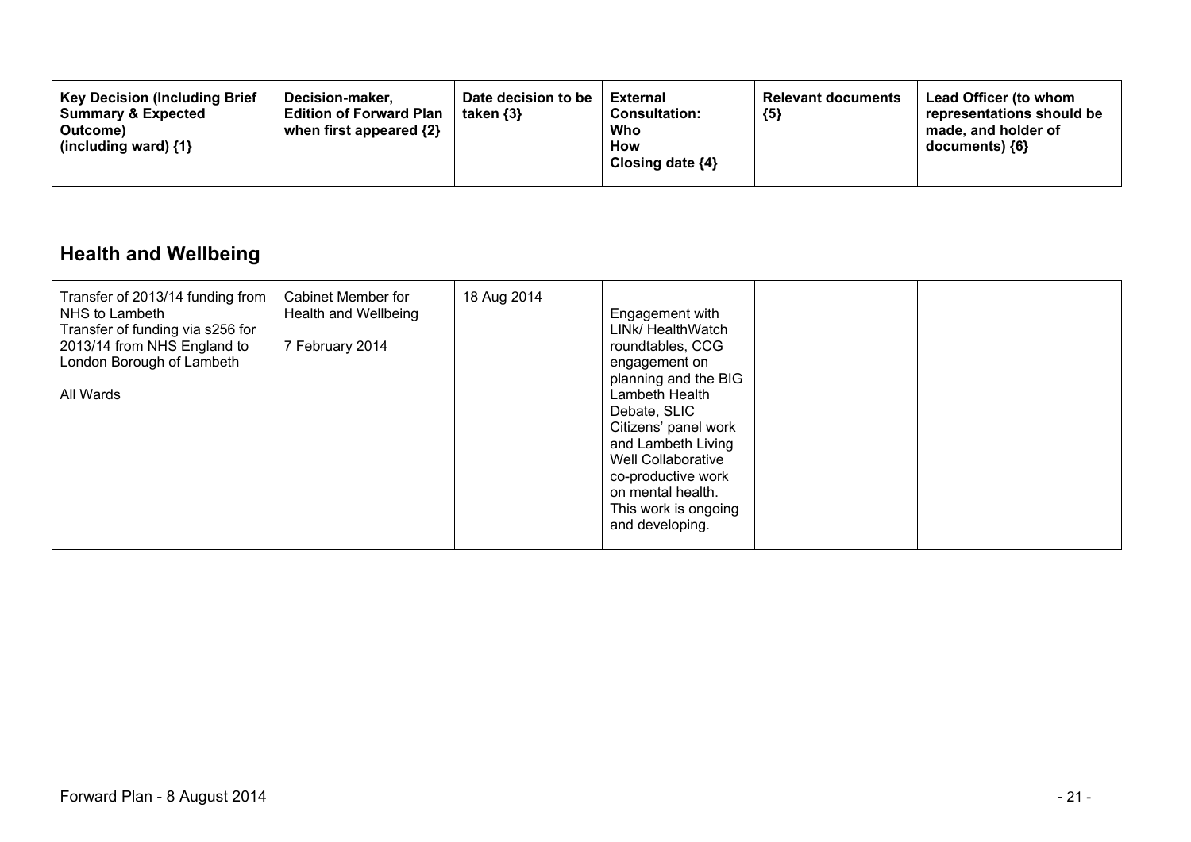| Key Decision (Including Brief Summary & Expected Outcome) (including ward) {1} | Decision-maker, Edition of Forward Plan when first appeared {2} | Date decision to be taken {3} | External Consultation: Who How Closing date {4} | Relevant documents {5} | Lead Officer (to whom representations should be made, and holder of documents) {6} |
|---|---|---|---|---|---|

## Health and Wellbeing

| Key Decision (Including Brief Summary & Expected Outcome) (including ward) {1} | Decision-maker, Edition of Forward Plan when first appeared {2} | Date decision to be taken {3} | External Consultation: Who How Closing date {4} | Relevant documents {5} | Lead Officer (to whom representations should be made, and holder of documents) {6} |
|---|---|---|---|---|---|
| Transfer of 2013/14 funding from NHS to Lambeth<br>Transfer of funding via s256 for 2013/14 from NHS England to London Borough of Lambeth<br><br>All Wards | Cabinet Member for Health and Wellbeing<br><br>7 February 2014 | 18 Aug 2014 | Engagement with LINk/ HealthWatch roundtables, CCG engagement on planning and the BIG Lambeth Health Debate, SLIC Citizens' panel work and Lambeth Living Well Collaborative co-productive work on mental health. This work is ongoing and developing. | | |

Forward Plan - 8 August 2014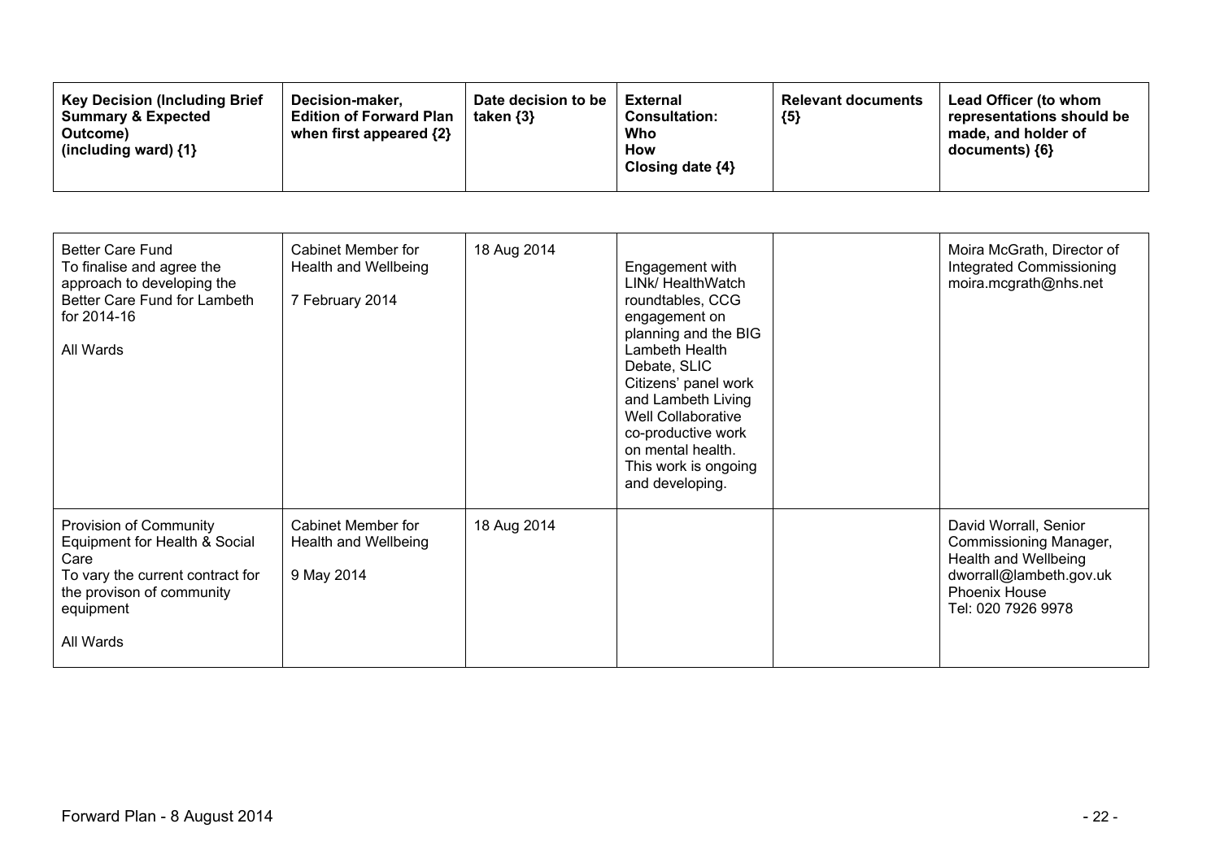| Key Decision (Including Brief Summary & Expected Outcome) (including ward) {1} | Decision-maker, Edition of Forward Plan when first appeared {2} | Date decision to be taken {3} | External Consultation: Who How Closing date {4} | Relevant documents {5} | Lead Officer (to whom representations should be made, and holder of documents) {6} |
|---|---|---|---|---|---|
| Better Care Fund<br>To finalise and agree the approach to developing the Better Care Fund for Lambeth for 2014-16<br><br>All Wards | Cabinet Member for Health and Wellbeing<br><br>7 February 2014 | 18 Aug 2014 | Engagement with LINk/ HealthWatch roundtables, CCG engagement on planning and the BIG Lambeth Health Debate, SLIC Citizens' panel work and Lambeth Living Well Collaborative co-productive work on mental health. This work is ongoing and developing. | | Moira McGrath, Director of Integrated Commissioning<br>moira.mcgrath@nhs.net |
| Provision of Community Equipment for Health & Social Care<br>To vary the current contract for the provison of community equipment<br><br>All Wards | Cabinet Member for Health and Wellbeing<br><br>9 May 2014 | 18 Aug 2014 | | | David Worrall, Senior Commissioning Manager, Health and Wellbeing<br>dworrall@lambeth.gov.uk<br>Phoenix House<br>Tel: 020 7926 9978 |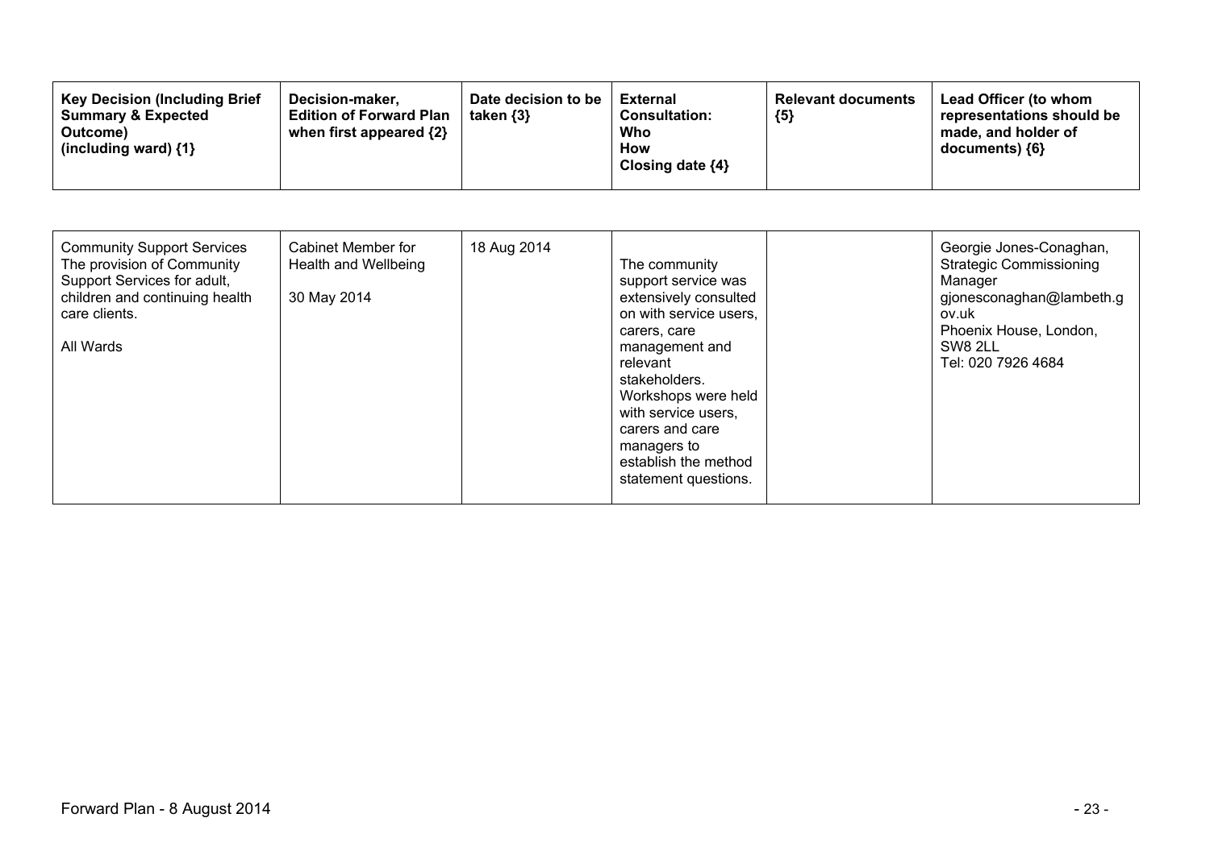| Key Decision (Including Brief Summary & Expected Outcome) (including ward) {1} | Decision-maker, Edition of Forward Plan when first appeared {2} | Date decision to be taken {3} | External Consultation: Who How Closing date {4} | Relevant documents {5} | Lead Officer (to whom representations should be made, and holder of documents) {6} |
|---|---|---|---|---|---|
| Community Support Services The provision of Community Support Services for adult, children and continuing health care clients.<br><br>All Wards | Cabinet Member for Health and Wellbeing<br><br>30 May 2014 | 18 Aug 2014 | The community support service was extensively consulted on with service users, carers, care management and relevant stakeholders. Workshops were held with service users, carers and care managers to establish the method statement questions. | | Georgie Jones-Conaghan, Strategic Commissioning Manager gjonesconaghan@lambeth.gov.uk Phoenix House, London, SW8 2LL Tel: 020 7926 4684 |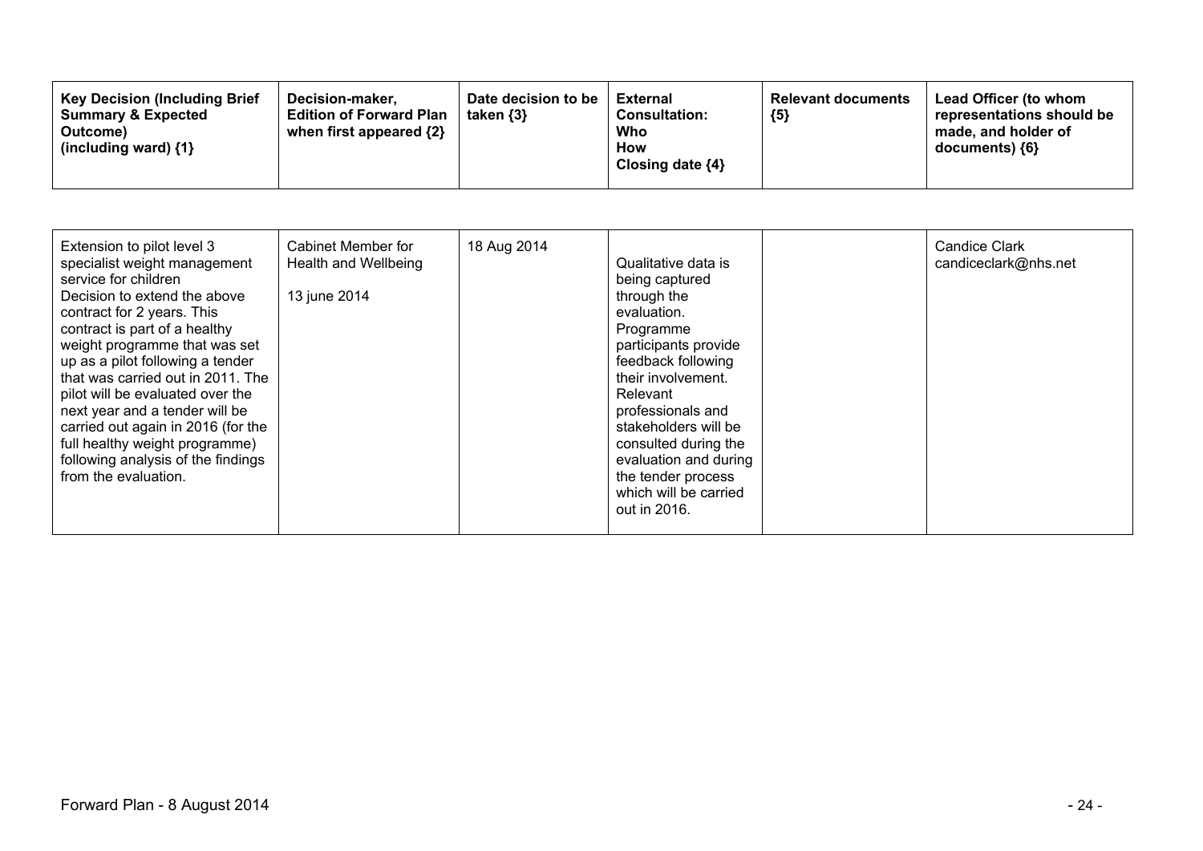| Key Decision (Including Brief Summary & Expected Outcome) (including ward) {1} | Decision-maker, Edition of Forward Plan when first appeared {2} | Date decision to be taken {3} | External Consultation: Who How Closing date {4} | Relevant documents {5} | Lead Officer (to whom representations should be made, and holder of documents) {6} |
|---|---|---|---|---|---|
| Extension to pilot level 3 specialist weight management service for children<br>Decision to extend the above contract for 2 years. This contract is part of a healthy weight programme that was set up as a pilot following a tender that was carried out in 2011. The pilot will be evaluated over the next year and a tender will be carried out again in 2016 (for the full healthy weight programme) following analysis of the findings from the evaluation. | Cabinet Member for Health and Wellbeing<br><br>13 june 2014 | 18 Aug 2014 | Qualitative data is being captured through the evaluation. Programme participants provide feedback following their involvement. Relevant professionals and stakeholders will be consulted during the evaluation and during the tender process which will be carried out in 2016. | | Candice Clark<br>candiceclark@nhs.net |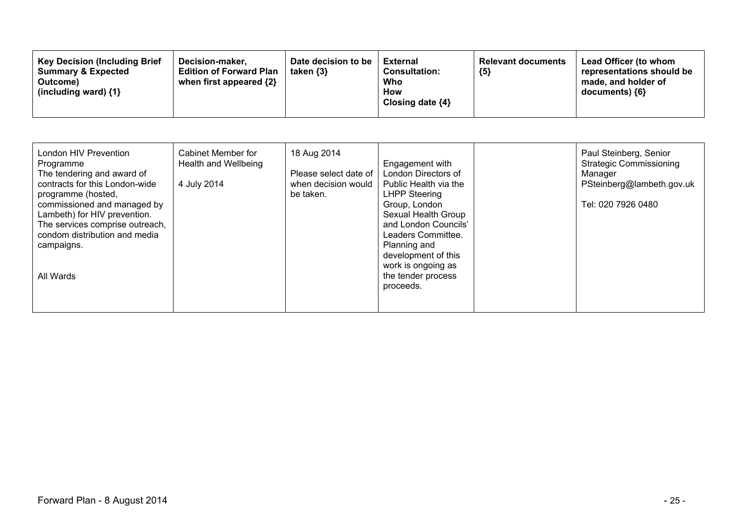| Key Decision (Including Brief Summary & Expected Outcome) (including ward) {1} | Decision-maker, Edition of Forward Plan when first appeared {2} | Date decision to be taken {3} | External Consultation: Who How Closing date {4} | Relevant documents {5} | Lead Officer (to whom representations should be made, and holder of documents) {6} |
|---|---|---|---|---|---|
| London HIV Prevention Programme<br>The tendering and award of contracts for this London-wide programme (hosted, commissioned and managed by Lambeth) for HIV prevention. The services comprise outreach, condom distribution and media campaigns.<br><br>All Wards | Cabinet Member for Health and Wellbeing<br><br>4 July 2014 | 18 Aug 2014<br><br>Please select date of when decision would be taken. | Engagement with London Directors of Public Health via the LHPP Steering Group, London Sexual Health Group and London Councils' Leaders Committee. Planning and development of this work is ongoing as the tender process proceeds. | | Paul Steinberg, Senior Strategic Commissioning Manager<br>PSteinberg@lambeth.gov.uk<br><br>Tel: 020 7926 0480 |

Forward Plan - 8 August 2014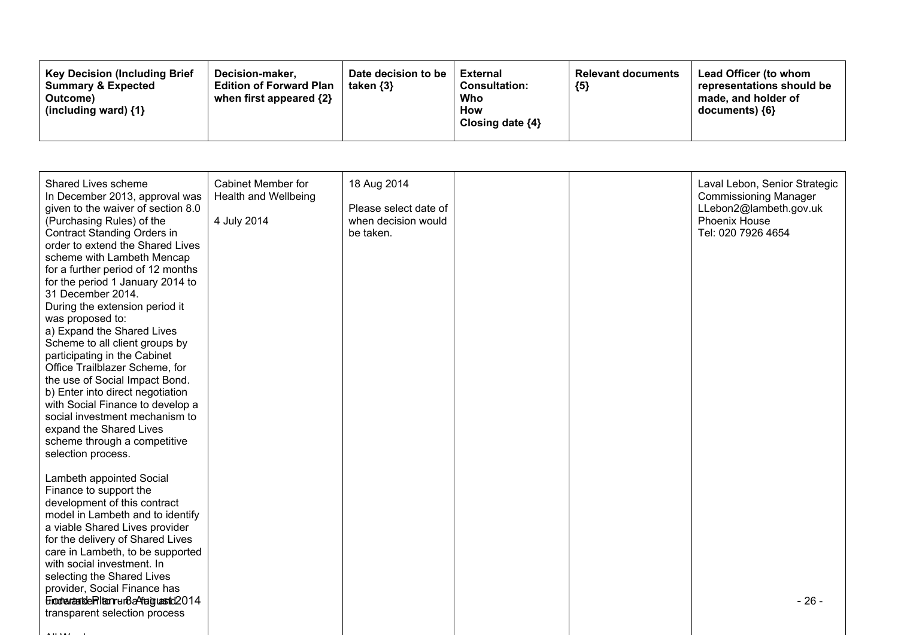| Key Decision (Including Brief Summary & Expected Outcome) (including ward) {1} | Decision-maker, Edition of Forward Plan when first appeared {2} | Date decision to be taken {3} | External Consultation: Who How Closing date {4} | Relevant documents {5} | Lead Officer (to whom representations should be made, and holder of documents) {6} |
|---|---|---|---|---|---|
| Shared Lives scheme<br>In December 2013, approval was given to the waiver of section 8.0 (Purchasing Rules) of the Contract Standing Orders in order to extend the Shared Lives scheme with Lambeth Mencap for a further period of 12 months for the period 1 January 2014 to 31 December 2014.<br>During the extension period it was proposed to:<br>a) Expand the Shared Lives Scheme to all client groups by participating in the Cabinet Office Trailblazer Scheme, for the use of Social Impact Bond.<br>b) Enter into direct negotiation with Social Finance to develop a social investment mechanism to expand the Shared Lives scheme through a competitive selection process.<br><br>Lambeth appointed Social Finance to support the development of this contract model in Lambeth and to identify a viable Shared Lives provider for the delivery of Shared Lives care in Lambeth, to be supported with social investment. In selecting the Shared Lives provider, Social Finance has undertaken a fair and transparent selection process | Cabinet Member for Health and Wellbeing<br><br>4 July 2014 | 18 Aug 2014<br><br>Please select date of when decision would be taken. | | | Laval Lebon, Senior Strategic Commissioning Manager<br>LLebon2@lambeth.gov.uk<br>Phoenix House<br>Tel: 020 7926 4654 |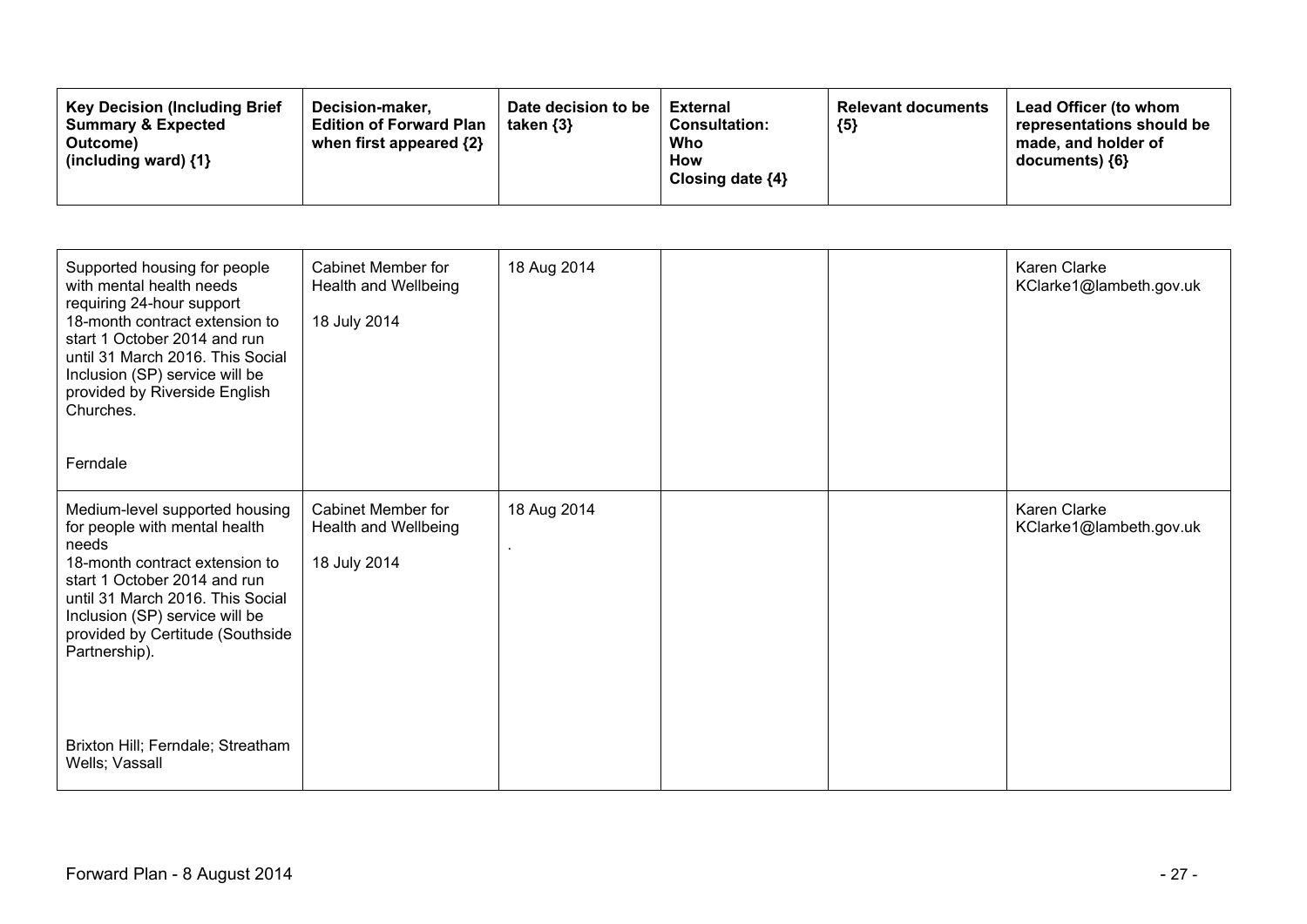| Key Decision (Including Brief Summary & Expected Outcome) (including ward) {1} | Decision-maker, Edition of Forward Plan when first appeared {2} | Date decision to be taken {3} | External Consultation: Who How Closing date {4} | Relevant documents {5} | Lead Officer (to whom representations should be made, and holder of documents) {6} |
|---|---|---|---|---|---|
| Supported housing for people with mental health needs requiring 24-hour support<br>18-month contract extension to start 1 October 2014 and run until 31 March 2016. This Social Inclusion (SP) service will be provided by Riverside English Churches.<br><br>Ferndale | Cabinet Member for Health and Wellbeing<br><br>18 July 2014 | 18 Aug 2014 | | | Karen Clarke<br>KClarke1@lambeth.gov.uk |
| Medium-level supported housing for people with mental health needs<br>18-month contract extension to start 1 October 2014 and run until 31 March 2016. This Social Inclusion (SP) service will be provided by Certitude (Southside Partnership).<br><br>Brixton Hill; Ferndale; Streatham Wells; Vassall | Cabinet Member for Health and Wellbeing<br><br>18 July 2014 | 18 Aug 2014<br>. | | | Karen Clarke<br>KClarke1@lambeth.gov.uk |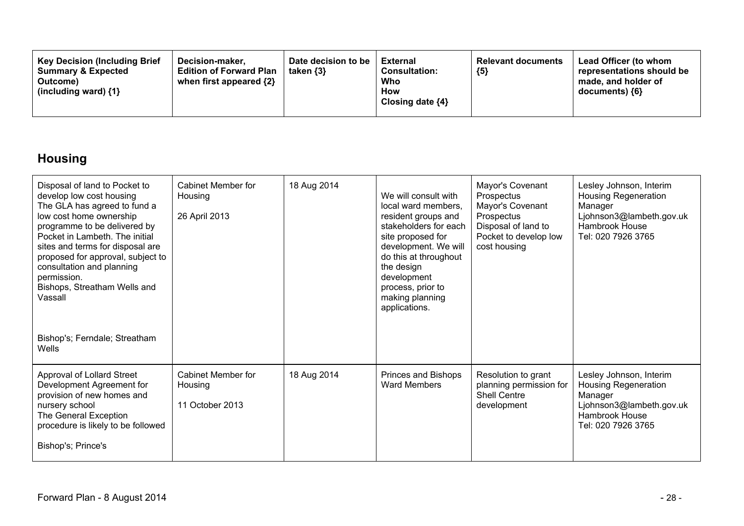| Key Decision (Including Brief Summary & Expected Outcome) (including ward) {1} | Decision-maker, Edition of Forward Plan when first appeared {2} | Date decision to be taken {3} | External Consultation: Who How Closing date {4} | Relevant documents {5} | Lead Officer (to whom representations should be made, and holder of documents) {6} |
|---|---|---|---|---|---|

## Housing

| Key Decision (Including Brief Summary & Expected Outcome) (including ward) {1} | Decision-maker, Edition of Forward Plan when first appeared {2} | Date decision to be taken {3} | External Consultation: Who How Closing date {4} | Relevant documents {5} | Lead Officer (to whom representations should be made, and holder of documents) {6} |
|---|---|---|---|---|---|
| Disposal of land to Pocket to develop low cost housing<br>The GLA has agreed to fund a low cost home ownership programme to be delivered by Pocket in Lambeth. The initial sites and terms for disposal are proposed for approval, subject to consultation and planning permission.<br>Bishops, Streatham Wells and Vassall<br><br>Bishop's; Ferndale; Streatham Wells | Cabinet Member for Housing<br><br>26 April 2013 | 18 Aug 2014 | We will consult with local ward members, resident groups and stakeholders for each site proposed for development. We will do this at throughout the design development process, prior to making planning applications. | Mayor's Covenant Prospectus<br>Mayor's Covenant Prospectus<br>Disposal of land to Pocket to develop low cost housing | Lesley Johnson, Interim Housing Regeneration Manager<br>Ljohnson3@lambeth.gov.uk<br>Hambrook House<br>Tel: 020 7926 3765 |
| Approval of Lollard Street Development Agreement for provision of new homes and nursery school<br>The General Exception procedure is likely to be followed<br><br>Bishop's; Prince's | Cabinet Member for Housing<br><br>11 October 2013 | 18 Aug 2014 | Princes and Bishops Ward Members | Resolution to grant planning permission for Shell Centre development | Lesley Johnson, Interim Housing Regeneration Manager<br>Ljohnson3@lambeth.gov.uk<br>Hambrook House<br>Tel: 020 7926 3765 |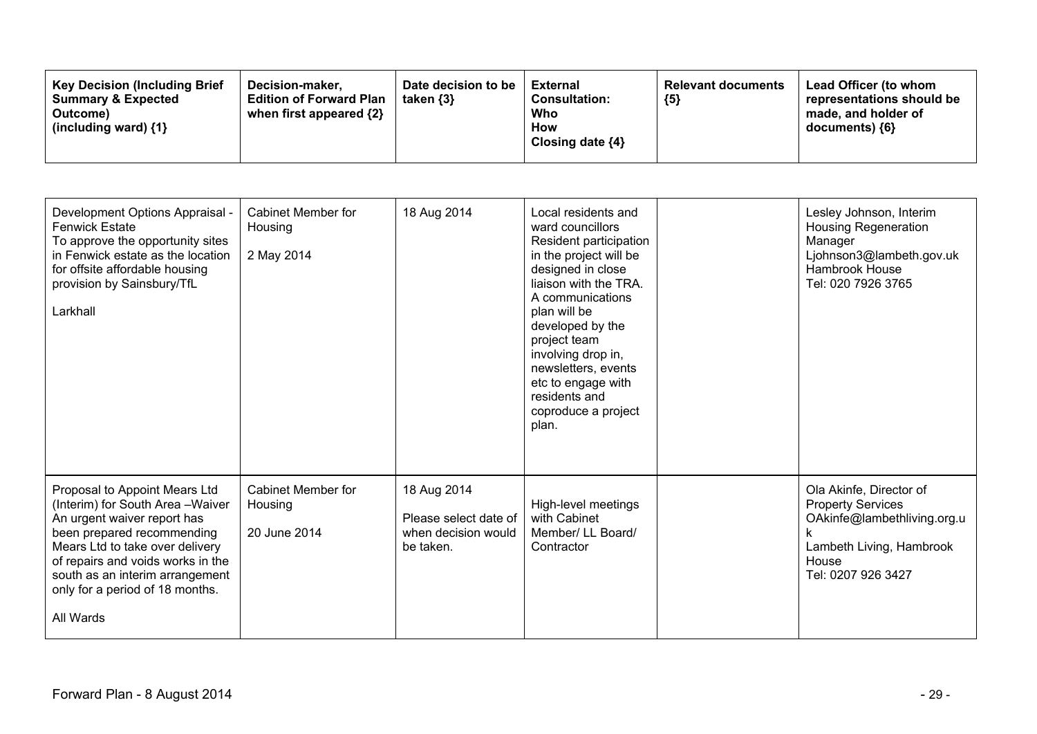| Key Decision (Including Brief Summary & Expected Outcome) (including ward) {1} | Decision-maker, Edition of Forward Plan when first appeared {2} | Date decision to be taken {3} | External Consultation: Who How Closing date {4} | Relevant documents {5} | Lead Officer (to whom representations should be made, and holder of documents) {6} |
|---|---|---|---|---|---|
| Development Options Appraisal - Fenwick Estate<br>To approve the opportunity sites in Fenwick estate as the location for offsite affordable housing provision by Sainsbury/TfL<br><br>Larkhall | Cabinet Member for Housing<br><br>2 May 2014 | 18 Aug 2014 | Local residents and ward councillors Resident participation in the project will be designed in close liaison with the TRA. A communications plan will be developed by the project team involving drop in, newsletters, events etc to engage with residents and coproduce a project plan. | | Lesley Johnson, Interim Housing Regeneration Manager<br>Ljohnson3@lambeth.gov.uk<br>Hambrook House<br>Tel: 020 7926 3765 |
| Proposal to Appoint Mears Ltd (Interim) for South Area –Waiver<br>An urgent waiver report has been prepared recommending Mears Ltd to take over delivery of repairs and voids works in the south as an interim arrangement only for a period of 18 months.<br><br>All Wards | Cabinet Member for Housing<br><br>20 June 2014 | 18 Aug 2014<br>Please select date of when decision would be taken. | High-level meetings with Cabinet Member/ LL Board/ Contractor | | Ola Akinfe, Director of Property Services<br>OAkinfe@lambethliving.org.uk<br>Lambeth Living, Hambrook House<br>Tel: 0207 926 3427 |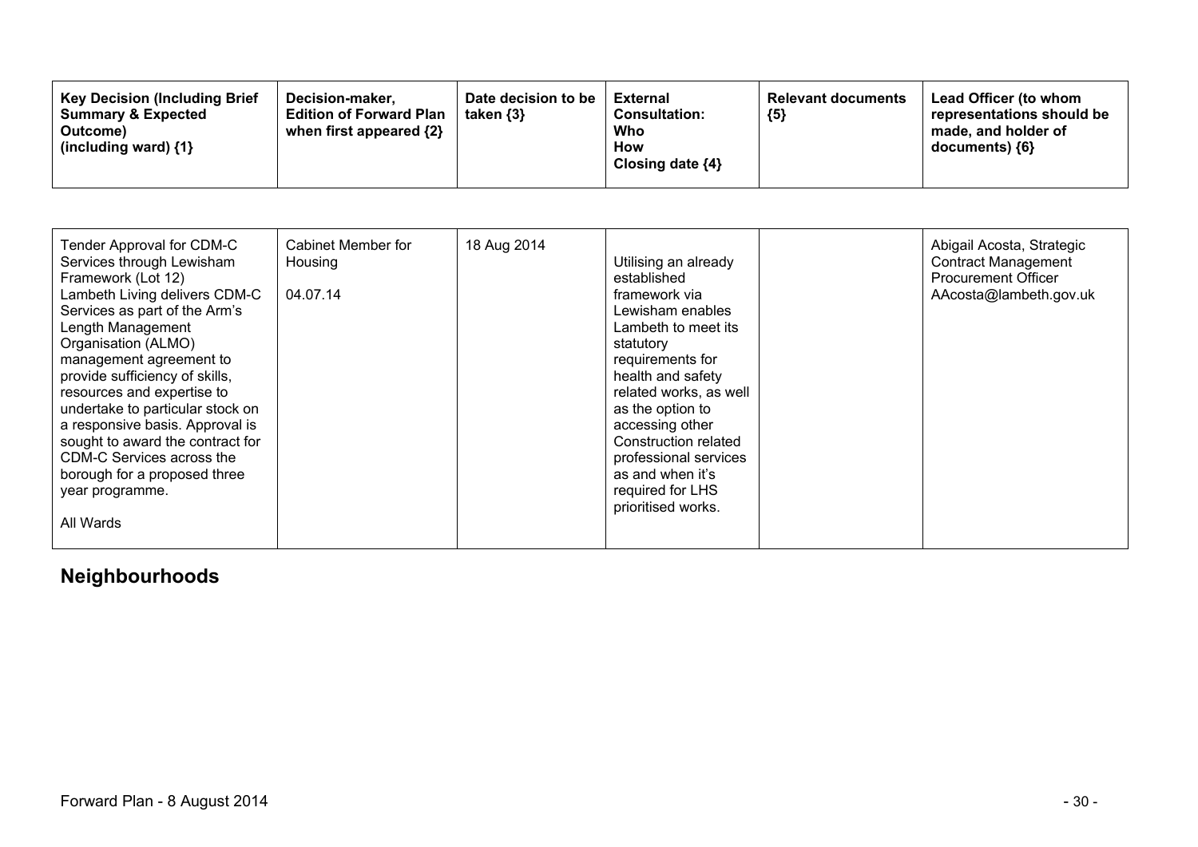| Key Decision (Including Brief Summary & Expected Outcome) (including ward) {1} | Decision-maker, Edition of Forward Plan when first appeared {2} | Date decision to be taken {3} | External Consultation: Who How Closing date {4} | Relevant documents {5} | Lead Officer (to whom representations should be made, and holder of documents) {6} |
|---|---|---|---|---|---|
| Tender Approval for CDM-C Services through Lewisham Framework (Lot 12)<br>Lambeth Living delivers CDM-C Services as part of the Arm's Length Management Organisation (ALMO) management agreement to provide sufficiency of skills, resources and expertise to undertake to particular stock on a responsive basis. Approval is sought to award the contract for CDM-C Services across the borough for a proposed three year programme.<br><br>All Wards | Cabinet Member for Housing<br><br>04.07.14 | 18 Aug 2014 | Utilising an already established framework via Lewisham enables Lambeth to meet its statutory requirements for health and safety related works, as well as the option to accessing other Construction related professional services as and when it's required for LHS prioritised works. | | Abigail Acosta, Strategic Contract Management Procurement Officer AAcosta@lambeth.gov.uk |

## Neighbourhoods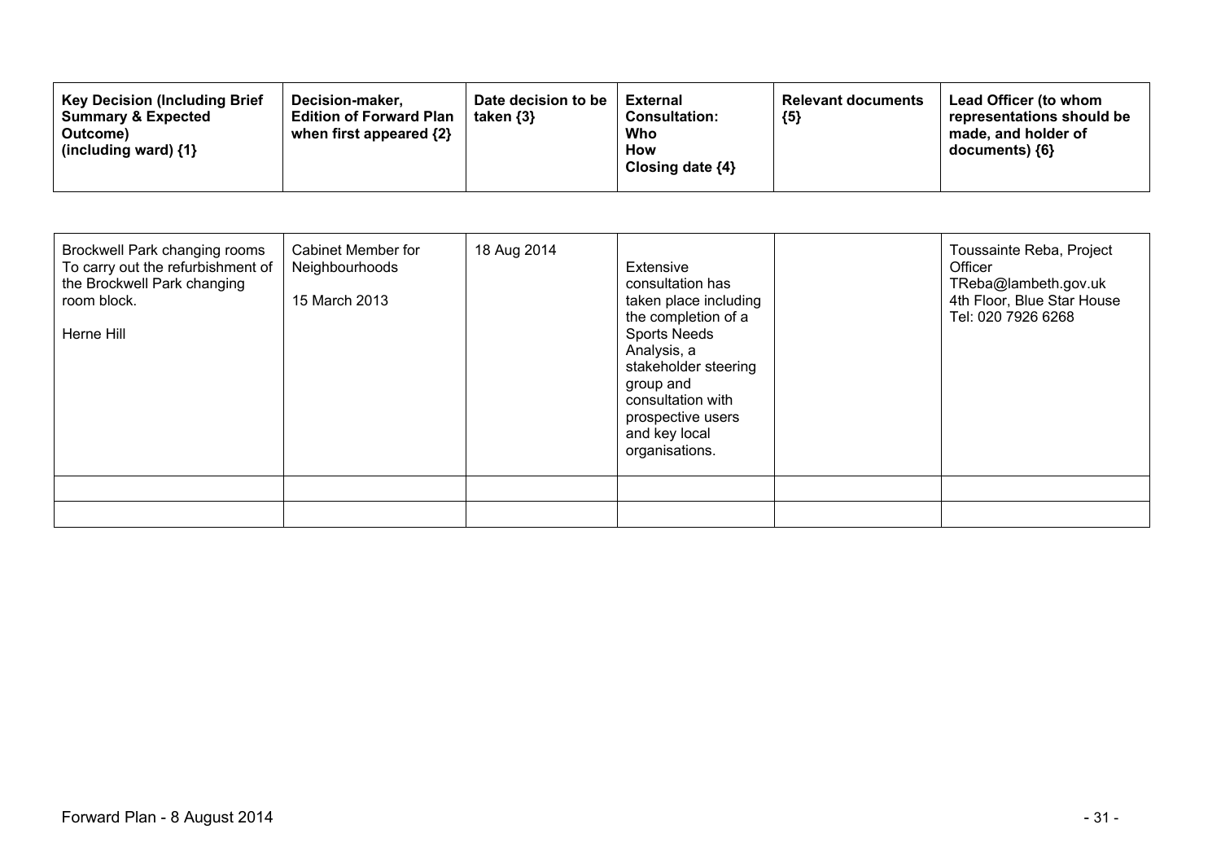| Key Decision (Including Brief Summary & Expected Outcome) (including ward) {1} | Decision-maker, Edition of Forward Plan when first appeared {2} | Date decision to be taken {3} | External Consultation: Who How Closing date {4} | Relevant documents {5} | Lead Officer (to whom representations should be made, and holder of documents) {6} |
|---|---|---|---|---|---|
| Brockwell Park changing rooms<br>To carry out the refurbishment of the Brockwell Park changing room block.<br><br>Herne Hill | Cabinet Member for Neighbourhoods<br><br>15 March 2013 | 18 Aug 2014 | Extensive consultation has taken place including the completion of a Sports Needs Analysis, a stakeholder steering group and consultation with prospective users and key local organisations. | | Toussainte Reba, Project Officer<br>TReba@lambeth.gov.uk<br>4th Floor, Blue Star House<br>Tel: 020 7926 6268 |
| | | | | | |
| | | | | | |